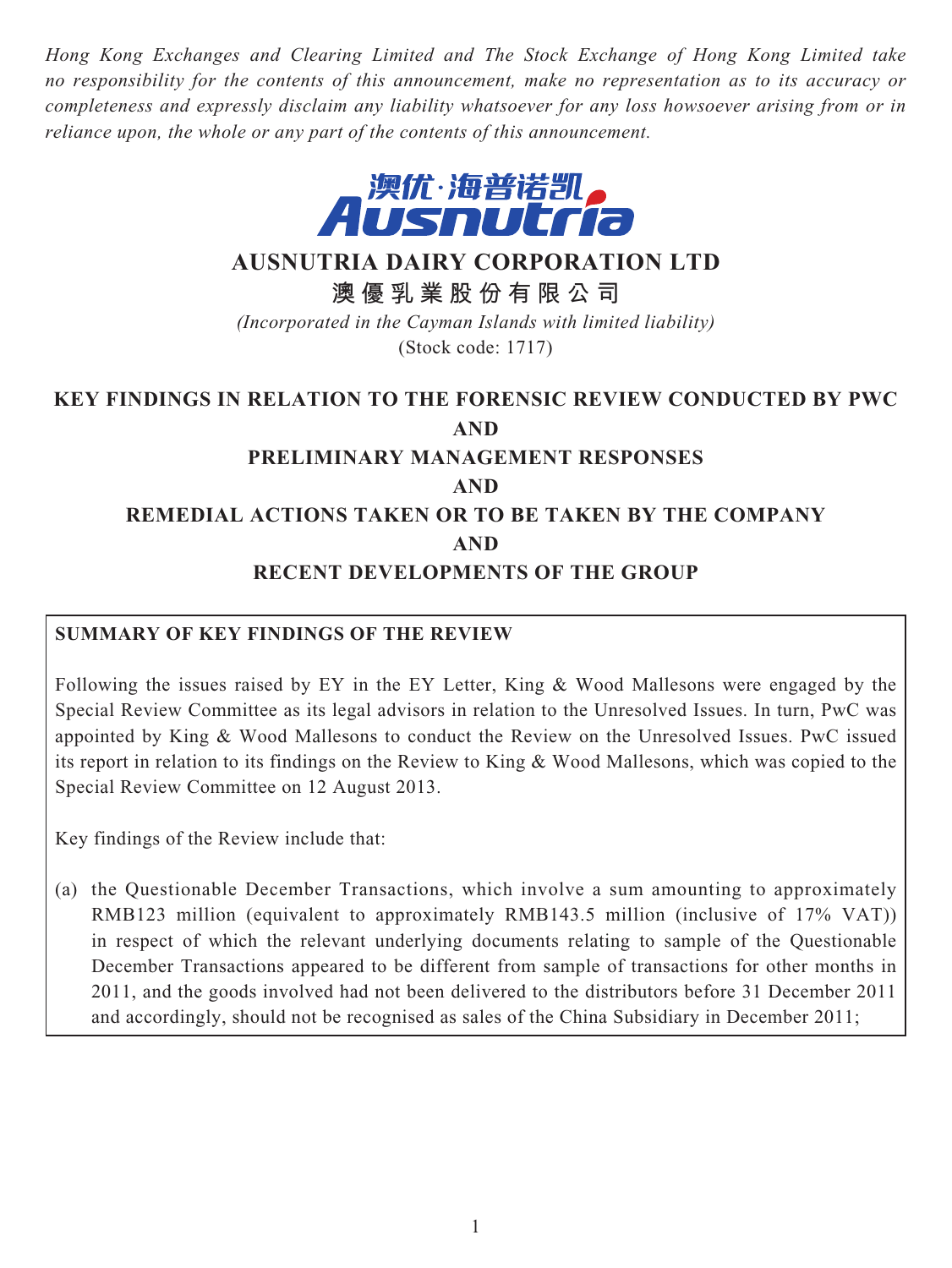*Hong Kong Exchanges and Clearing Limited and The Stock Exchange of Hong Kong Limited take no responsibility for the contents of this announcement, make no representation as to its accuracy or completeness and expressly disclaim any liability whatsoever for any loss howsoever arising from or in reliance upon, the whole or any part of the contents of this announcement.*

澳优·海普诺凯
Ausnutria

# AUSNUTRIA DAIRY CORPORATION LTD

# 澳優乳業股份有限公司

*(Incorporated in the Cayman Islands with limited liability)*

(Stock code: 1717)

## KEY FINDINGS IN RELATION TO THE FORENSIC REVIEW CONDUCTED BY PWC AND PRELIMINARY MANAGEMENT RESPONSES AND REMEDIAL ACTIONS TAKEN OR TO BE TAKEN BY THE COMPANY AND RECENT DEVELOPMENTS OF THE GROUP

**SUMMARY OF KEY FINDINGS OF THE REVIEW**

Following the issues raised by EY in the EY Letter, King & Wood Mallesons were engaged by the Special Review Committee as its legal advisors in relation to the Unresolved Issues. In turn, PwC was appointed by King & Wood Mallesons to conduct the Review on the Unresolved Issues. PwC issued its report in relation to its findings on the Review to King & Wood Mallesons, which was copied to the Special Review Committee on 12 August 2013.

Key findings of the Review include that:

(a) the Questionable December Transactions, which involve a sum amounting to approximately RMB123 million (equivalent to approximately RMB143.5 million (inclusive of 17% VAT)) in respect of which the relevant underlying documents relating to sample of the Questionable December Transactions appeared to be different from sample of transactions for other months in 2011, and the goods involved had not been delivered to the distributors before 31 December 2011 and accordingly, should not be recognised as sales of the China Subsidiary in December 2011;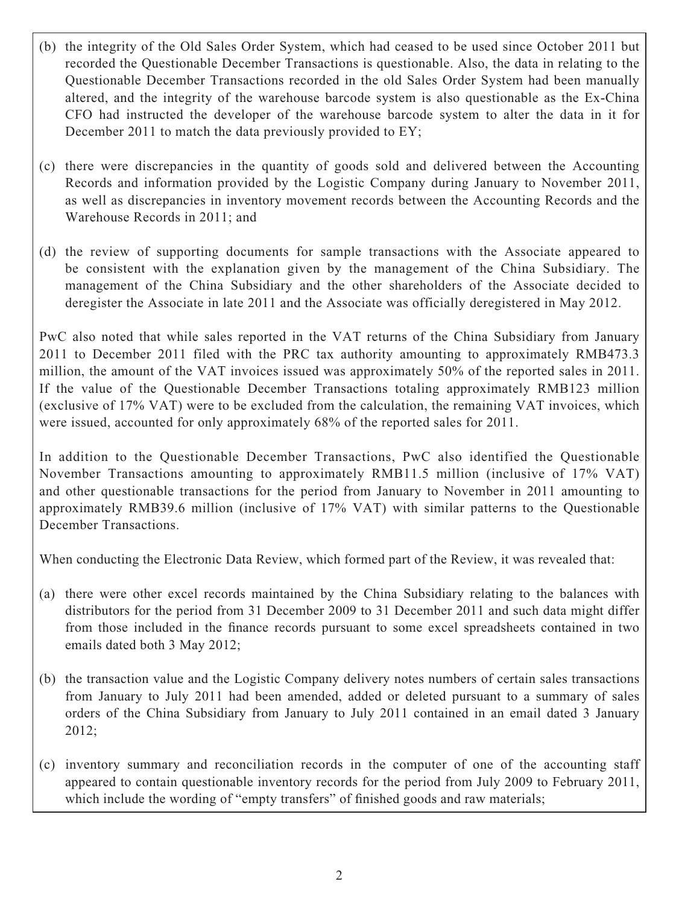(b) the integrity of the Old Sales Order System, which had ceased to be used since October 2011 but recorded the Questionable December Transactions is questionable. Also, the data in relating to the Questionable December Transactions recorded in the old Sales Order System had been manually altered, and the integrity of the warehouse barcode system is also questionable as the Ex-China CFO had instructed the developer of the warehouse barcode system to alter the data in it for December 2011 to match the data previously provided to EY;

(c) there were discrepancies in the quantity of goods sold and delivered between the Accounting Records and information provided by the Logistic Company during January to November 2011, as well as discrepancies in inventory movement records between the Accounting Records and the Warehouse Records in 2011; and

(d) the review of supporting documents for sample transactions with the Associate appeared to be consistent with the explanation given by the management of the China Subsidiary. The management of the China Subsidiary and the other shareholders of the Associate decided to deregister the Associate in late 2011 and the Associate was officially deregistered in May 2012.

PwC also noted that while sales reported in the VAT returns of the China Subsidiary from January 2011 to December 2011 filed with the PRC tax authority amounting to approximately RMB473.3 million, the amount of the VAT invoices issued was approximately 50% of the reported sales in 2011. If the value of the Questionable December Transactions totaling approximately RMB123 million (exclusive of 17% VAT) were to be excluded from the calculation, the remaining VAT invoices, which were issued, accounted for only approximately 68% of the reported sales for 2011.

In addition to the Questionable December Transactions, PwC also identified the Questionable November Transactions amounting to approximately RMB11.5 million (inclusive of 17% VAT) and other questionable transactions for the period from January to November in 2011 amounting to approximately RMB39.6 million (inclusive of 17% VAT) with similar patterns to the Questionable December Transactions.

When conducting the Electronic Data Review, which formed part of the Review, it was revealed that:

(a) there were other excel records maintained by the China Subsidiary relating to the balances with distributors for the period from 31 December 2009 to 31 December 2011 and such data might differ from those included in the finance records pursuant to some excel spreadsheets contained in two emails dated both 3 May 2012;

(b) the transaction value and the Logistic Company delivery notes numbers of certain sales transactions from January to July 2011 had been amended, added or deleted pursuant to a summary of sales orders of the China Subsidiary from January to July 2011 contained in an email dated 3 January 2012;

(c) inventory summary and reconciliation records in the computer of one of the accounting staff appeared to contain questionable inventory records for the period from July 2009 to February 2011, which include the wording of "empty transfers" of finished goods and raw materials;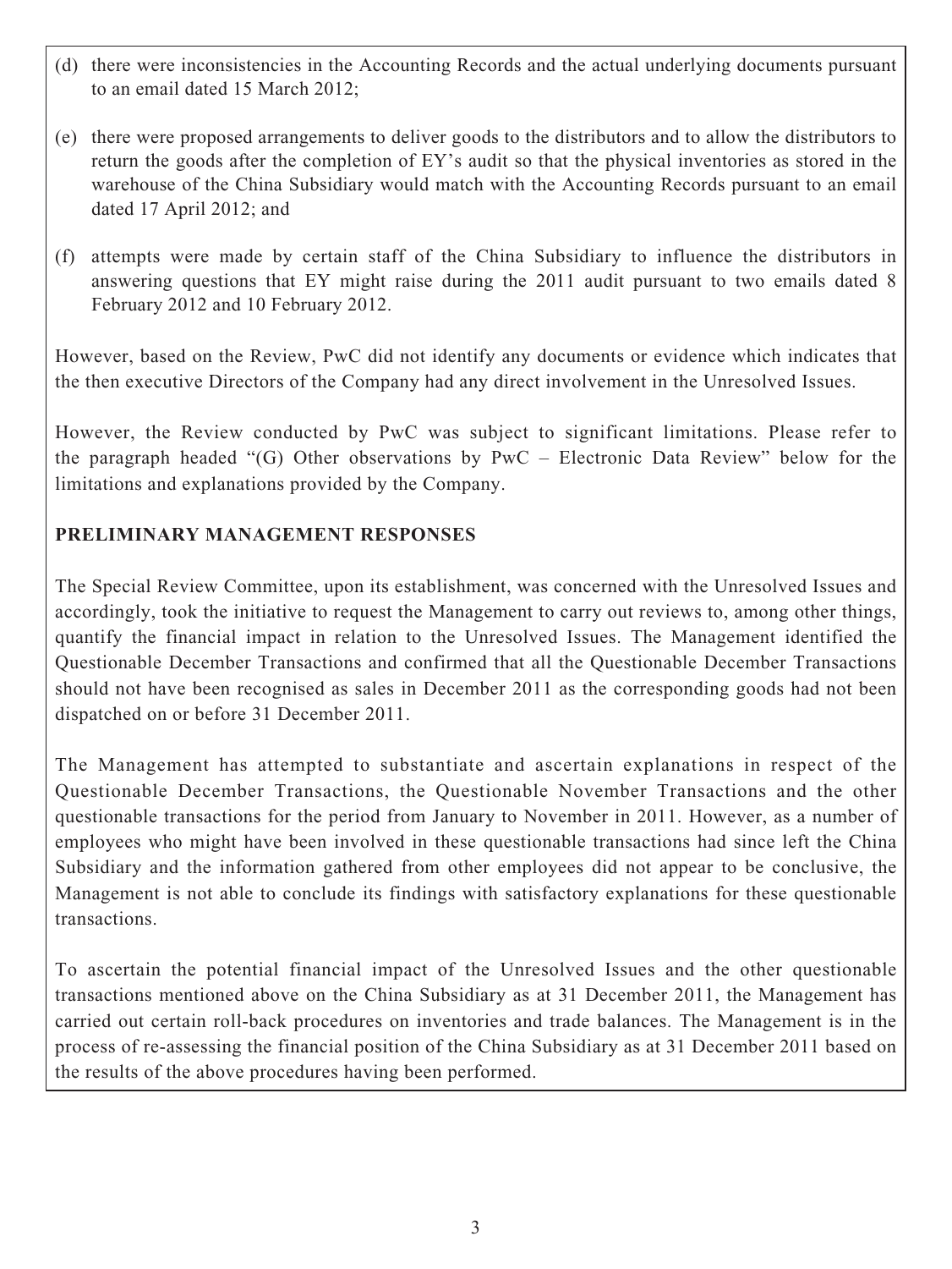(d) there were inconsistencies in the Accounting Records and the actual underlying documents pursuant to an email dated 15 March 2012;

(e) there were proposed arrangements to deliver goods to the distributors and to allow the distributors to return the goods after the completion of EY's audit so that the physical inventories as stored in the warehouse of the China Subsidiary would match with the Accounting Records pursuant to an email dated 17 April 2012; and

(f) attempts were made by certain staff of the China Subsidiary to influence the distributors in answering questions that EY might raise during the 2011 audit pursuant to two emails dated 8 February 2012 and 10 February 2012.

However, based on the Review, PwC did not identify any documents or evidence which indicates that the then executive Directors of the Company had any direct involvement in the Unresolved Issues.

However, the Review conducted by PwC was subject to significant limitations. Please refer to the paragraph headed "(G) Other observations by PwC – Electronic Data Review" below for the limitations and explanations provided by the Company.

**PRELIMINARY MANAGEMENT RESPONSES**

The Special Review Committee, upon its establishment, was concerned with the Unresolved Issues and accordingly, took the initiative to request the Management to carry out reviews to, among other things, quantify the financial impact in relation to the Unresolved Issues. The Management identified the Questionable December Transactions and confirmed that all the Questionable December Transactions should not have been recognised as sales in December 2011 as the corresponding goods had not been dispatched on or before 31 December 2011.

The Management has attempted to substantiate and ascertain explanations in respect of the Questionable December Transactions, the Questionable November Transactions and the other questionable transactions for the period from January to November in 2011. However, as a number of employees who might have been involved in these questionable transactions had since left the China Subsidiary and the information gathered from other employees did not appear to be conclusive, the Management is not able to conclude its findings with satisfactory explanations for these questionable transactions.

To ascertain the potential financial impact of the Unresolved Issues and the other questionable transactions mentioned above on the China Subsidiary as at 31 December 2011, the Management has carried out certain roll-back procedures on inventories and trade balances. The Management is in the process of re-assessing the financial position of the China Subsidiary as at 31 December 2011 based on the results of the above procedures having been performed.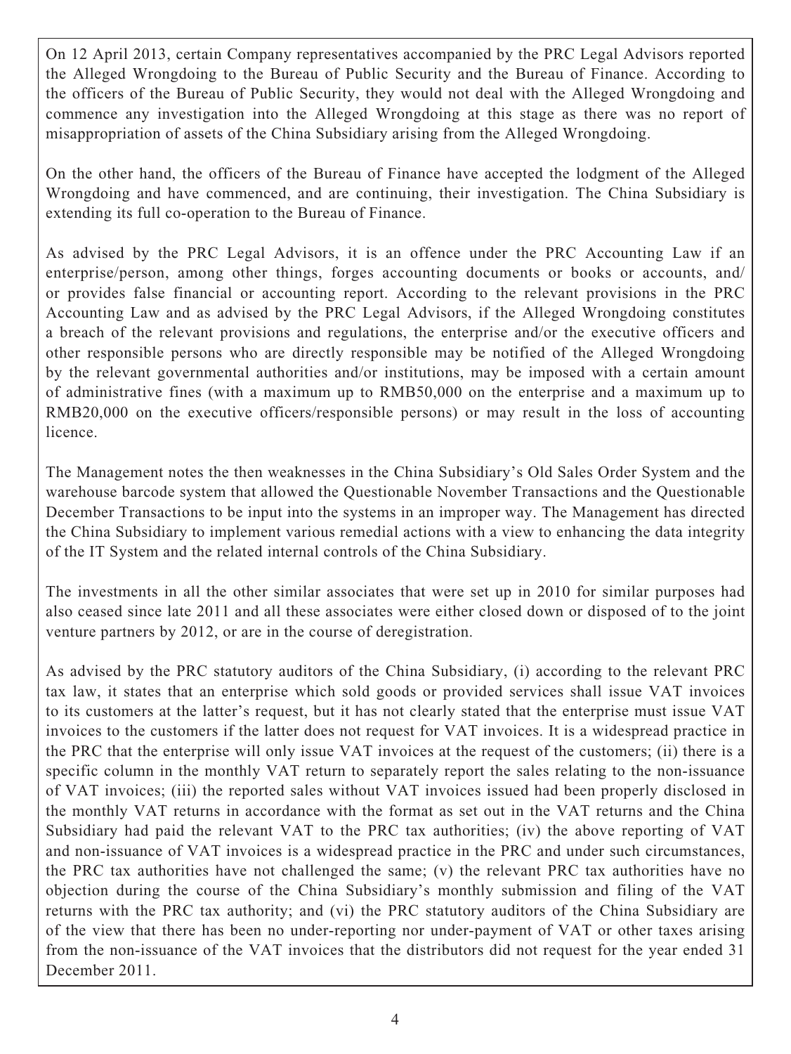On 12 April 2013, certain Company representatives accompanied by the PRC Legal Advisors reported the Alleged Wrongdoing to the Bureau of Public Security and the Bureau of Finance. According to the officers of the Bureau of Public Security, they would not deal with the Alleged Wrongdoing and commence any investigation into the Alleged Wrongdoing at this stage as there was no report of misappropriation of assets of the China Subsidiary arising from the Alleged Wrongdoing.

On the other hand, the officers of the Bureau of Finance have accepted the lodgment of the Alleged Wrongdoing and have commenced, and are continuing, their investigation. The China Subsidiary is extending its full co-operation to the Bureau of Finance.

As advised by the PRC Legal Advisors, it is an offence under the PRC Accounting Law if an enterprise/person, among other things, forges accounting documents or books or accounts, and/or provides false financial or accounting report. According to the relevant provisions in the PRC Accounting Law and as advised by the PRC Legal Advisors, if the Alleged Wrongdoing constitutes a breach of the relevant provisions and regulations, the enterprise and/or the executive officers and other responsible persons who are directly responsible may be notified of the Alleged Wrongdoing by the relevant governmental authorities and/or institutions, may be imposed with a certain amount of administrative fines (with a maximum up to RMB50,000 on the enterprise and a maximum up to RMB20,000 on the executive officers/responsible persons) or may result in the loss of accounting licence.

The Management notes the then weaknesses in the China Subsidiary's Old Sales Order System and the warehouse barcode system that allowed the Questionable November Transactions and the Questionable December Transactions to be input into the systems in an improper way. The Management has directed the China Subsidiary to implement various remedial actions with a view to enhancing the data integrity of the IT System and the related internal controls of the China Subsidiary.

The investments in all the other similar associates that were set up in 2010 for similar purposes had also ceased since late 2011 and all these associates were either closed down or disposed of to the joint venture partners by 2012, or are in the course of deregistration.

As advised by the PRC statutory auditors of the China Subsidiary, (i) according to the relevant PRC tax law, it states that an enterprise which sold goods or provided services shall issue VAT invoices to its customers at the latter's request, but it has not clearly stated that the enterprise must issue VAT invoices to the customers if the latter does not request for VAT invoices. It is a widespread practice in the PRC that the enterprise will only issue VAT invoices at the request of the customers; (ii) there is a specific column in the monthly VAT return to separately report the sales relating to the non-issuance of VAT invoices; (iii) the reported sales without VAT invoices issued had been properly disclosed in the monthly VAT returns in accordance with the format as set out in the VAT returns and the China Subsidiary had paid the relevant VAT to the PRC tax authorities; (iv) the above reporting of VAT and non-issuance of VAT invoices is a widespread practice in the PRC and under such circumstances, the PRC tax authorities have not challenged the same; (v) the relevant PRC tax authorities have no objection during the course of the China Subsidiary's monthly submission and filing of the VAT returns with the PRC tax authority; and (vi) the PRC statutory auditors of the China Subsidiary are of the view that there has been no under-reporting nor under-payment of VAT or other taxes arising from the non-issuance of the VAT invoices that the distributors did not request for the year ended 31 December 2011.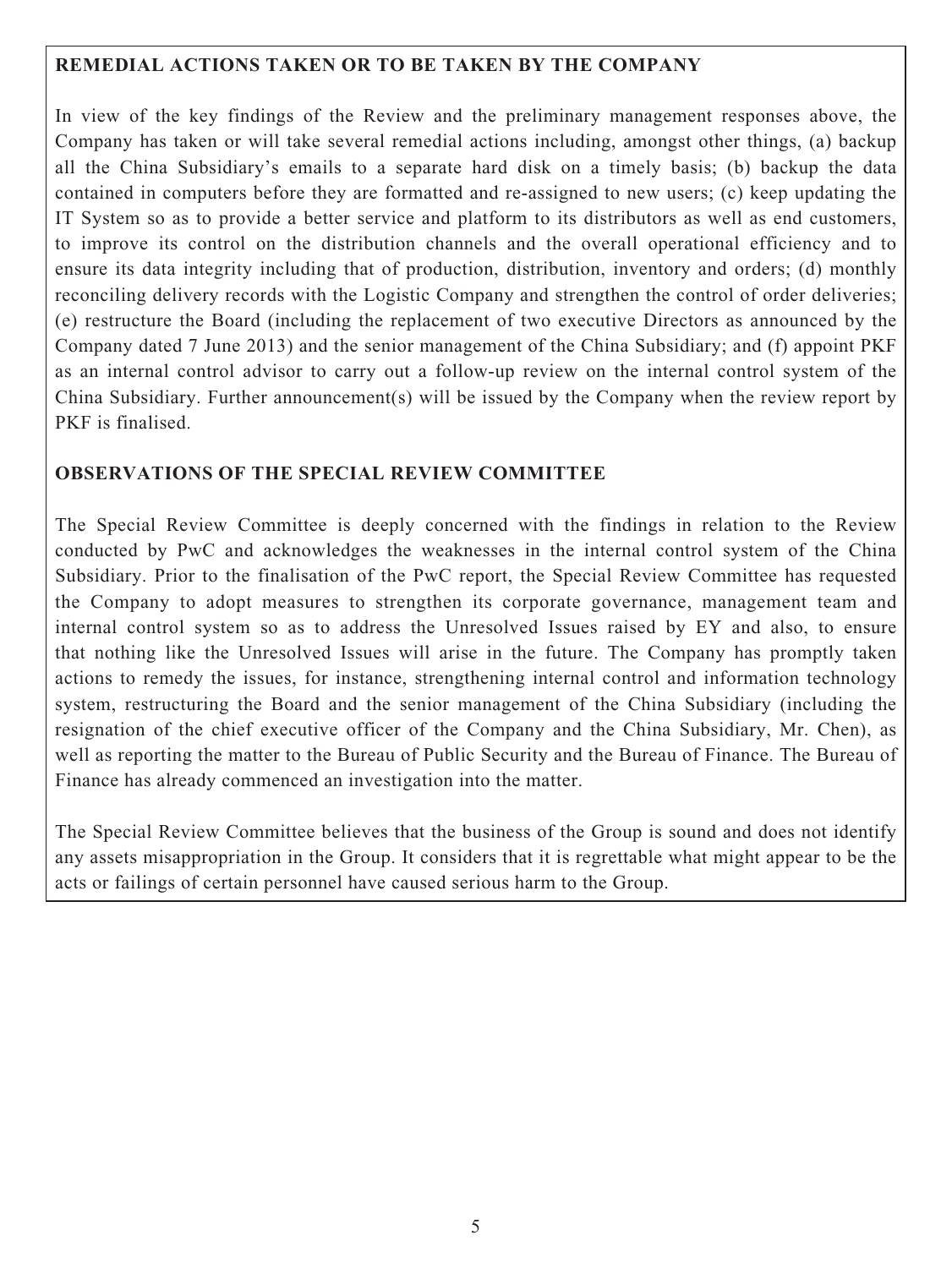## REMEDIAL ACTIONS TAKEN OR TO BE TAKEN BY THE COMPANY

In view of the key findings of the Review and the preliminary management responses above, the Company has taken or will take several remedial actions including, amongst other things, (a) backup all the China Subsidiary's emails to a separate hard disk on a timely basis; (b) backup the data contained in computers before they are formatted and re-assigned to new users; (c) keep updating the IT System so as to provide a better service and platform to its distributors as well as end customers, to improve its control on the distribution channels and the overall operational efficiency and to ensure its data integrity including that of production, distribution, inventory and orders; (d) monthly reconciling delivery records with the Logistic Company and strengthen the control of order deliveries; (e) restructure the Board (including the replacement of two executive Directors as announced by the Company dated 7 June 2013) and the senior management of the China Subsidiary; and (f) appoint PKF as an internal control advisor to carry out a follow-up review on the internal control system of the China Subsidiary. Further announcement(s) will be issued by the Company when the review report by PKF is finalised.

## OBSERVATIONS OF THE SPECIAL REVIEW COMMITTEE

The Special Review Committee is deeply concerned with the findings in relation to the Review conducted by PwC and acknowledges the weaknesses in the internal control system of the China Subsidiary. Prior to the finalisation of the PwC report, the Special Review Committee has requested the Company to adopt measures to strengthen its corporate governance, management team and internal control system so as to address the Unresolved Issues raised by EY and also, to ensure that nothing like the Unresolved Issues will arise in the future. The Company has promptly taken actions to remedy the issues, for instance, strengthening internal control and information technology system, restructuring the Board and the senior management of the China Subsidiary (including the resignation of the chief executive officer of the Company and the China Subsidiary, Mr. Chen), as well as reporting the matter to the Bureau of Public Security and the Bureau of Finance. The Bureau of Finance has already commenced an investigation into the matter.

The Special Review Committee believes that the business of the Group is sound and does not identify any assets misappropriation in the Group. It considers that it is regrettable what might appear to be the acts or failings of certain personnel have caused serious harm to the Group.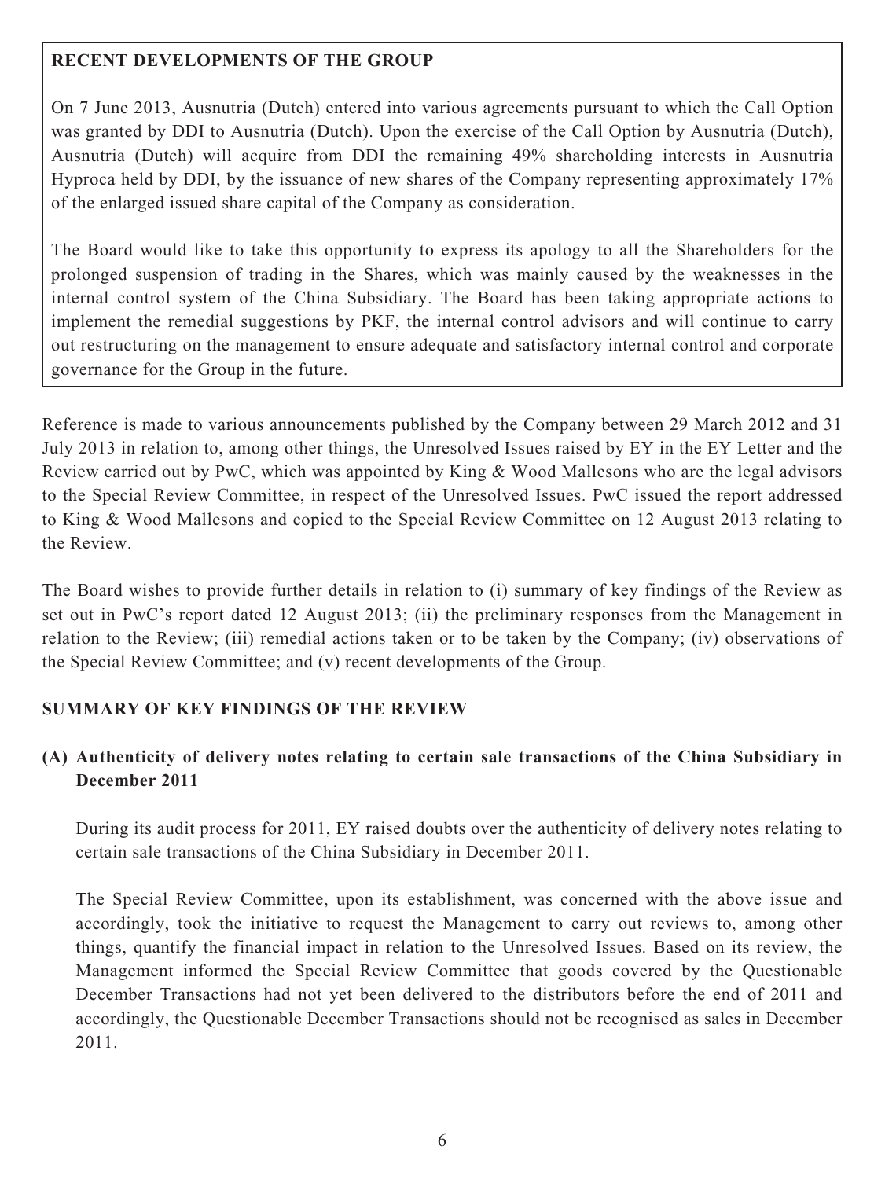**RECENT DEVELOPMENTS OF THE GROUP**

On 7 June 2013, Ausnutria (Dutch) entered into various agreements pursuant to which the Call Option was granted by DDI to Ausnutria (Dutch). Upon the exercise of the Call Option by Ausnutria (Dutch), Ausnutria (Dutch) will acquire from DDI the remaining 49% shareholding interests in Ausnutria Hyproca held by DDI, by the issuance of new shares of the Company representing approximately 17% of the enlarged issued share capital of the Company as consideration.

The Board would like to take this opportunity to express its apology to all the Shareholders for the prolonged suspension of trading in the Shares, which was mainly caused by the weaknesses in the internal control system of the China Subsidiary. The Board has been taking appropriate actions to implement the remedial suggestions by PKF, the internal control advisors and will continue to carry out restructuring on the management to ensure adequate and satisfactory internal control and corporate governance for the Group in the future.

Reference is made to various announcements published by the Company between 29 March 2012 and 31 July 2013 in relation to, among other things, the Unresolved Issues raised by EY in the EY Letter and the Review carried out by PwC, which was appointed by King & Wood Mallesons who are the legal advisors to the Special Review Committee, in respect of the Unresolved Issues. PwC issued the report addressed to King & Wood Mallesons and copied to the Special Review Committee on 12 August 2013 relating to the Review.

The Board wishes to provide further details in relation to (i) summary of key findings of the Review as set out in PwC's report dated 12 August 2013; (ii) the preliminary responses from the Management in relation to the Review; (iii) remedial actions taken or to be taken by the Company; (iv) observations of the Special Review Committee; and (v) recent developments of the Group.

## SUMMARY OF KEY FINDINGS OF THE REVIEW

### (A) Authenticity of delivery notes relating to certain sale transactions of the China Subsidiary in December 2011

During its audit process for 2011, EY raised doubts over the authenticity of delivery notes relating to certain sale transactions of the China Subsidiary in December 2011.

The Special Review Committee, upon its establishment, was concerned with the above issue and accordingly, took the initiative to request the Management to carry out reviews to, among other things, quantify the financial impact in relation to the Unresolved Issues. Based on its review, the Management informed the Special Review Committee that goods covered by the Questionable December Transactions had not yet been delivered to the distributors before the end of 2011 and accordingly, the Questionable December Transactions should not be recognised as sales in December 2011.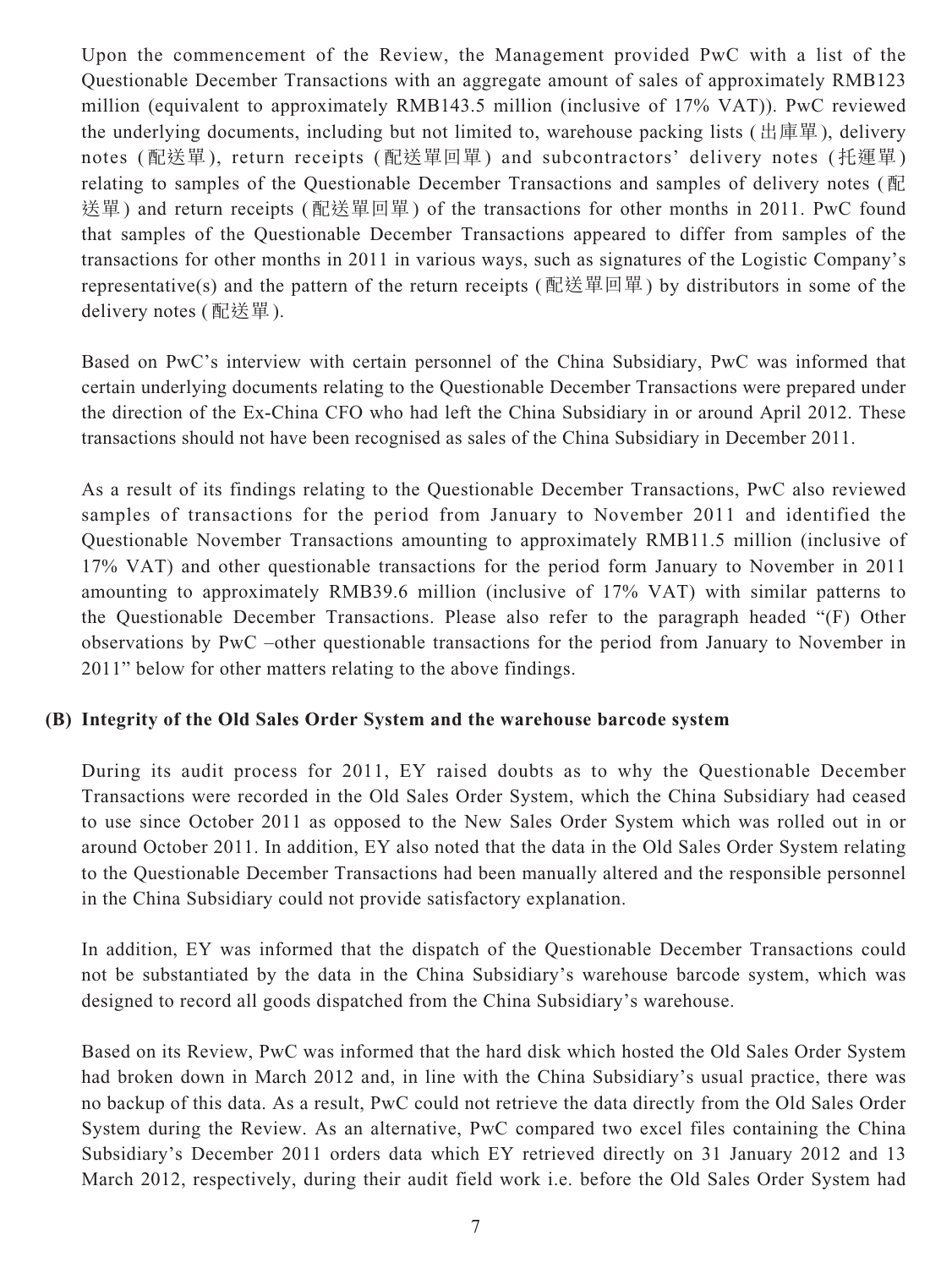Upon the commencement of the Review, the Management provided PwC with a list of the Questionable December Transactions with an aggregate amount of sales of approximately RMB123 million (equivalent to approximately RMB143.5 million (inclusive of 17% VAT)). PwC reviewed the underlying documents, including but not limited to, warehouse packing lists (出庫單), delivery notes (配送單), return receipts (配送單回單) and subcontractors' delivery notes (托運單) relating to samples of the Questionable December Transactions and samples of delivery notes (配送單) and return receipts (配送單回單) of the transactions for other months in 2011. PwC found that samples of the Questionable December Transactions appeared to differ from samples of the transactions for other months in 2011 in various ways, such as signatures of the Logistic Company's representative(s) and the pattern of the return receipts (配送單回單) by distributors in some of the delivery notes (配送單).

Based on PwC's interview with certain personnel of the China Subsidiary, PwC was informed that certain underlying documents relating to the Questionable December Transactions were prepared under the direction of the Ex-China CFO who had left the China Subsidiary in or around April 2012. These transactions should not have been recognised as sales of the China Subsidiary in December 2011.

As a result of its findings relating to the Questionable December Transactions, PwC also reviewed samples of transactions for the period from January to November 2011 and identified the Questionable November Transactions amounting to approximately RMB11.5 million (inclusive of 17% VAT) and other questionable transactions for the period form January to November in 2011 amounting to approximately RMB39.6 million (inclusive of 17% VAT) with similar patterns to the Questionable December Transactions. Please also refer to the paragraph headed "(F) Other observations by PwC –other questionable transactions for the period from January to November in 2011" below for other matters relating to the above findings.

**(B) Integrity of the Old Sales Order System and the warehouse barcode system**

During its audit process for 2011, EY raised doubts as to why the Questionable December Transactions were recorded in the Old Sales Order System, which the China Subsidiary had ceased to use since October 2011 as opposed to the New Sales Order System which was rolled out in or around October 2011. In addition, EY also noted that the data in the Old Sales Order System relating to the Questionable December Transactions had been manually altered and the responsible personnel in the China Subsidiary could not provide satisfactory explanation.

In addition, EY was informed that the dispatch of the Questionable December Transactions could not be substantiated by the data in the China Subsidiary's warehouse barcode system, which was designed to record all goods dispatched from the China Subsidiary's warehouse.

Based on its Review, PwC was informed that the hard disk which hosted the Old Sales Order System had broken down in March 2012 and, in line with the China Subsidiary's usual practice, there was no backup of this data. As a result, PwC could not retrieve the data directly from the Old Sales Order System during the Review. As an alternative, PwC compared two excel files containing the China Subsidiary's December 2011 orders data which EY retrieved directly on 31 January 2012 and 13 March 2012, respectively, during their audit field work i.e. before the Old Sales Order System had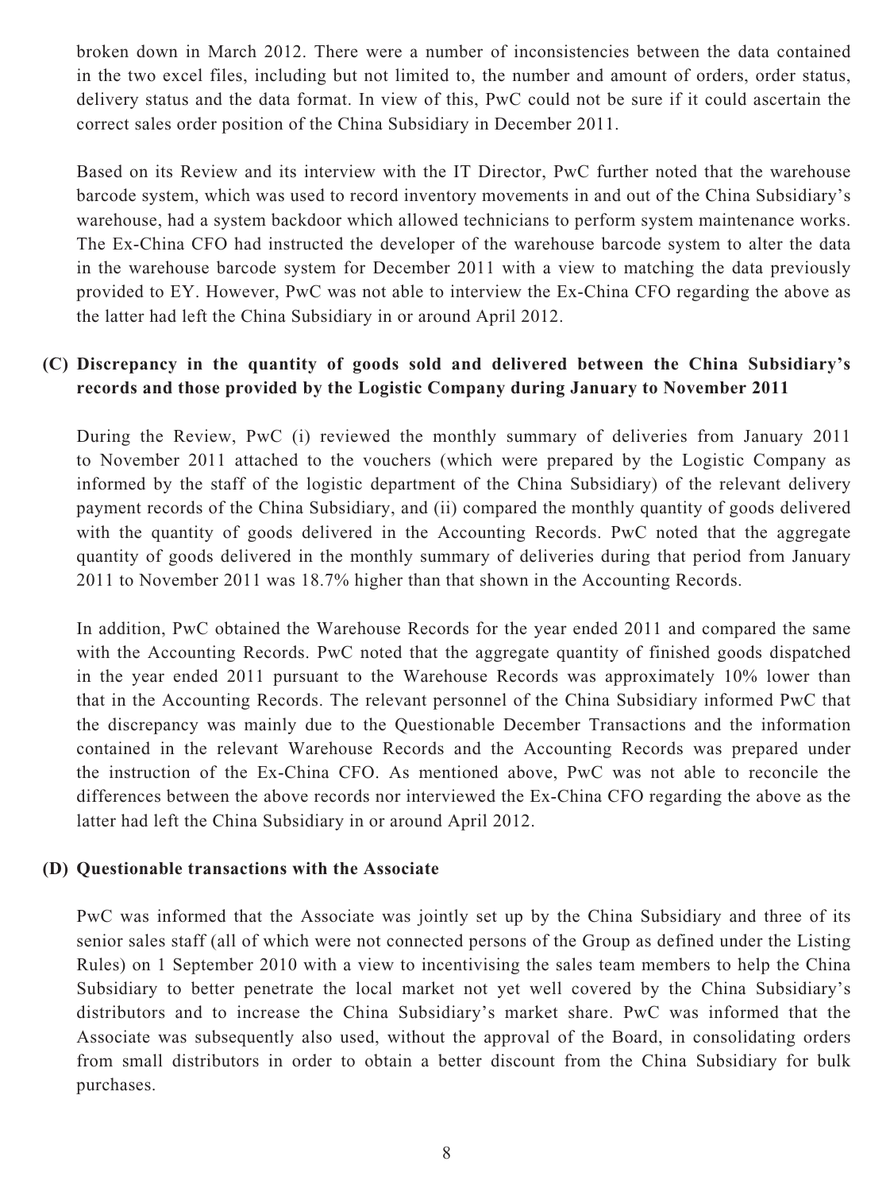broken down in March 2012. There were a number of inconsistencies between the data contained in the two excel files, including but not limited to, the number and amount of orders, order status, delivery status and the data format. In view of this, PwC could not be sure if it could ascertain the correct sales order position of the China Subsidiary in December 2011.

Based on its Review and its interview with the IT Director, PwC further noted that the warehouse barcode system, which was used to record inventory movements in and out of the China Subsidiary's warehouse, had a system backdoor which allowed technicians to perform system maintenance works. The Ex-China CFO had instructed the developer of the warehouse barcode system to alter the data in the warehouse barcode system for December 2011 with a view to matching the data previously provided to EY. However, PwC was not able to interview the Ex-China CFO regarding the above as the latter had left the China Subsidiary in or around April 2012.

**(C) Discrepancy in the quantity of goods sold and delivered between the China Subsidiary's records and those provided by the Logistic Company during January to November 2011**

During the Review, PwC (i) reviewed the monthly summary of deliveries from January 2011 to November 2011 attached to the vouchers (which were prepared by the Logistic Company as informed by the staff of the logistic department of the China Subsidiary) of the relevant delivery payment records of the China Subsidiary, and (ii) compared the monthly quantity of goods delivered with the quantity of goods delivered in the Accounting Records. PwC noted that the aggregate quantity of goods delivered in the monthly summary of deliveries during that period from January 2011 to November 2011 was 18.7% higher than that shown in the Accounting Records.

In addition, PwC obtained the Warehouse Records for the year ended 2011 and compared the same with the Accounting Records. PwC noted that the aggregate quantity of finished goods dispatched in the year ended 2011 pursuant to the Warehouse Records was approximately 10% lower than that in the Accounting Records. The relevant personnel of the China Subsidiary informed PwC that the discrepancy was mainly due to the Questionable December Transactions and the information contained in the relevant Warehouse Records and the Accounting Records was prepared under the instruction of the Ex-China CFO. As mentioned above, PwC was not able to reconcile the differences between the above records nor interviewed the Ex-China CFO regarding the above as the latter had left the China Subsidiary in or around April 2012.

**(D) Questionable transactions with the Associate**

PwC was informed that the Associate was jointly set up by the China Subsidiary and three of its senior sales staff (all of which were not connected persons of the Group as defined under the Listing Rules) on 1 September 2010 with a view to incentivising the sales team members to help the China Subsidiary to better penetrate the local market not yet well covered by the China Subsidiary's distributors and to increase the China Subsidiary's market share. PwC was informed that the Associate was subsequently also used, without the approval of the Board, in consolidating orders from small distributors in order to obtain a better discount from the China Subsidiary for bulk purchases.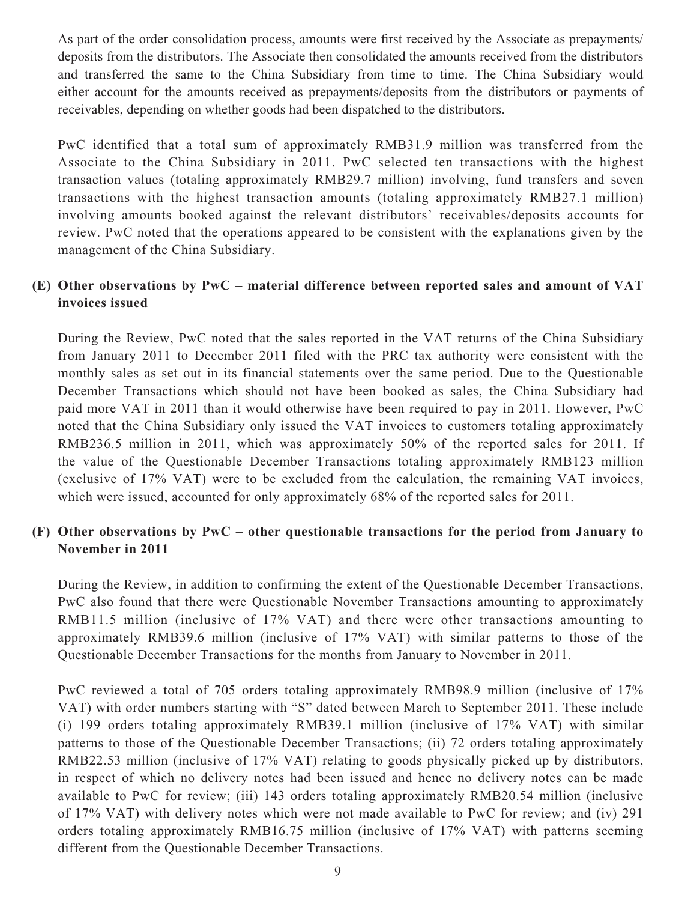As part of the order consolidation process, amounts were first received by the Associate as prepayments/deposits from the distributors. The Associate then consolidated the amounts received from the distributors and transferred the same to the China Subsidiary from time to time. The China Subsidiary would either account for the amounts received as prepayments/deposits from the distributors or payments of receivables, depending on whether goods had been dispatched to the distributors.

PwC identified that a total sum of approximately RMB31.9 million was transferred from the Associate to the China Subsidiary in 2011. PwC selected ten transactions with the highest transaction values (totaling approximately RMB29.7 million) involving, fund transfers and seven transactions with the highest transaction amounts (totaling approximately RMB27.1 million) involving amounts booked against the relevant distributors' receivables/deposits accounts for review. PwC noted that the operations appeared to be consistent with the explanations given by the management of the China Subsidiary.

**(E) Other observations by PwC – material difference between reported sales and amount of VAT invoices issued**

During the Review, PwC noted that the sales reported in the VAT returns of the China Subsidiary from January 2011 to December 2011 filed with the PRC tax authority were consistent with the monthly sales as set out in its financial statements over the same period. Due to the Questionable December Transactions which should not have been booked as sales, the China Subsidiary had paid more VAT in 2011 than it would otherwise have been required to pay in 2011. However, PwC noted that the China Subsidiary only issued the VAT invoices to customers totaling approximately RMB236.5 million in 2011, which was approximately 50% of the reported sales for 2011. If the value of the Questionable December Transactions totaling approximately RMB123 million (exclusive of 17% VAT) were to be excluded from the calculation, the remaining VAT invoices, which were issued, accounted for only approximately 68% of the reported sales for 2011.

**(F) Other observations by PwC – other questionable transactions for the period from January to November in 2011**

During the Review, in addition to confirming the extent of the Questionable December Transactions, PwC also found that there were Questionable November Transactions amounting to approximately RMB11.5 million (inclusive of 17% VAT) and there were other transactions amounting to approximately RMB39.6 million (inclusive of 17% VAT) with similar patterns to those of the Questionable December Transactions for the months from January to November in 2011.

PwC reviewed a total of 705 orders totaling approximately RMB98.9 million (inclusive of 17% VAT) with order numbers starting with "S" dated between March to September 2011. These include (i) 199 orders totaling approximately RMB39.1 million (inclusive of 17% VAT) with similar patterns to those of the Questionable December Transactions; (ii) 72 orders totaling approximately RMB22.53 million (inclusive of 17% VAT) relating to goods physically picked up by distributors, in respect of which no delivery notes had been issued and hence no delivery notes can be made available to PwC for review; (iii) 143 orders totaling approximately RMB20.54 million (inclusive of 17% VAT) with delivery notes which were not made available to PwC for review; and (iv) 291 orders totaling approximately RMB16.75 million (inclusive of 17% VAT) with patterns seeming different from the Questionable December Transactions.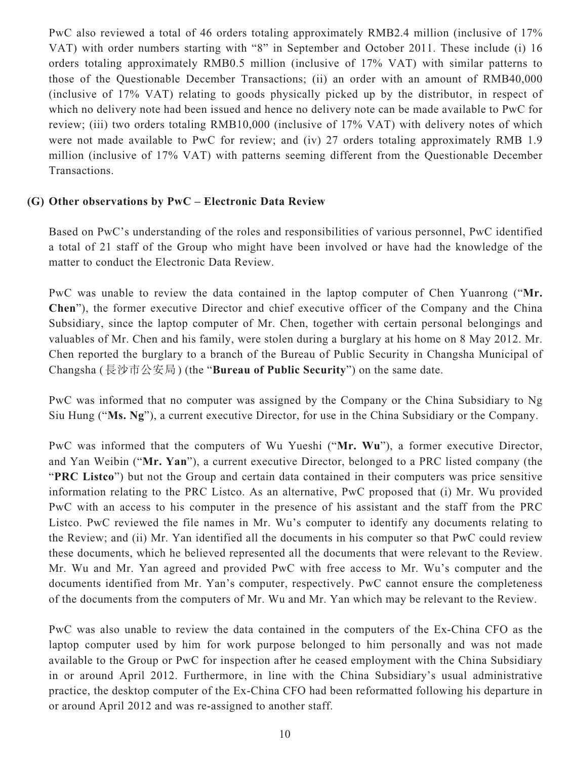PwC also reviewed a total of 46 orders totaling approximately RMB2.4 million (inclusive of 17% VAT) with order numbers starting with "8" in September and October 2011. These include (i) 16 orders totaling approximately RMB0.5 million (inclusive of 17% VAT) with similar patterns to those of the Questionable December Transactions; (ii) an order with an amount of RMB40,000 (inclusive of 17% VAT) relating to goods physically picked up by the distributor, in respect of which no delivery note had been issued and hence no delivery note can be made available to PwC for review; (iii) two orders totaling RMB10,000 (inclusive of 17% VAT) with delivery notes of which were not made available to PwC for review; and (iv) 27 orders totaling approximately RMB 1.9 million (inclusive of 17% VAT) with patterns seeming different from the Questionable December Transactions.

**(G) Other observations by PwC – Electronic Data Review**

Based on PwC's understanding of the roles and responsibilities of various personnel, PwC identified a total of 21 staff of the Group who might have been involved or have had the knowledge of the matter to conduct the Electronic Data Review.

PwC was unable to review the data contained in the laptop computer of Chen Yuanrong ("**Mr. Chen**"), the former executive Director and chief executive officer of the Company and the China Subsidiary, since the laptop computer of Mr. Chen, together with certain personal belongings and valuables of Mr. Chen and his family, were stolen during a burglary at his home on 8 May 2012. Mr. Chen reported the burglary to a branch of the Bureau of Public Security in Changsha Municipal of Changsha (長沙市公安局) (the "**Bureau of Public Security**") on the same date.

PwC was informed that no computer was assigned by the Company or the China Subsidiary to Ng Siu Hung ("**Ms. Ng**"), a current executive Director, for use in the China Subsidiary or the Company.

PwC was informed that the computers of Wu Yueshi ("**Mr. Wu**"), a former executive Director, and Yan Weibin ("**Mr. Yan**"), a current executive Director, belonged to a PRC listed company (the "**PRC Listco**") but not the Group and certain data contained in their computers was price sensitive information relating to the PRC Listco. As an alternative, PwC proposed that (i) Mr. Wu provided PwC with an access to his computer in the presence of his assistant and the staff from the PRC Listco. PwC reviewed the file names in Mr. Wu's computer to identify any documents relating to the Review; and (ii) Mr. Yan identified all the documents in his computer so that PwC could review these documents, which he believed represented all the documents that were relevant to the Review. Mr. Wu and Mr. Yan agreed and provided PwC with free access to Mr. Wu's computer and the documents identified from Mr. Yan's computer, respectively. PwC cannot ensure the completeness of the documents from the computers of Mr. Wu and Mr. Yan which may be relevant to the Review.

PwC was also unable to review the data contained in the computers of the Ex-China CFO as the laptop computer used by him for work purpose belonged to him personally and was not made available to the Group or PwC for inspection after he ceased employment with the China Subsidiary in or around April 2012. Furthermore, in line with the China Subsidiary's usual administrative practice, the desktop computer of the Ex-China CFO had been reformatted following his departure in or around April 2012 and was re-assigned to another staff.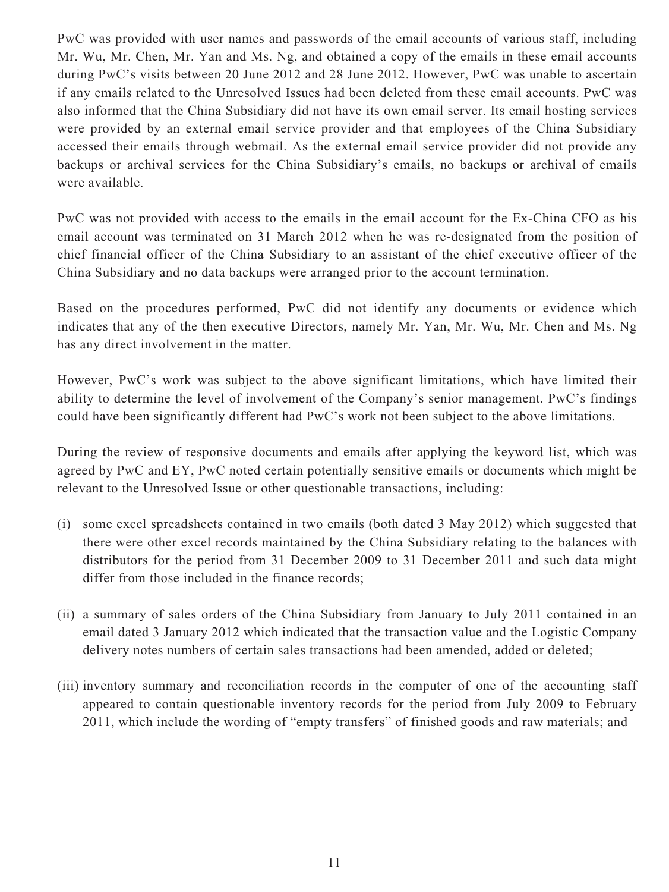PwC was provided with user names and passwords of the email accounts of various staff, including Mr. Wu, Mr. Chen, Mr. Yan and Ms. Ng, and obtained a copy of the emails in these email accounts during PwC's visits between 20 June 2012 and 28 June 2012. However, PwC was unable to ascertain if any emails related to the Unresolved Issues had been deleted from these email accounts. PwC was also informed that the China Subsidiary did not have its own email server. Its email hosting services were provided by an external email service provider and that employees of the China Subsidiary accessed their emails through webmail. As the external email service provider did not provide any backups or archival services for the China Subsidiary's emails, no backups or archival of emails were available.

PwC was not provided with access to the emails in the email account for the Ex-China CFO as his email account was terminated on 31 March 2012 when he was re-designated from the position of chief financial officer of the China Subsidiary to an assistant of the chief executive officer of the China Subsidiary and no data backups were arranged prior to the account termination.

Based on the procedures performed, PwC did not identify any documents or evidence which indicates that any of the then executive Directors, namely Mr. Yan, Mr. Wu, Mr. Chen and Ms. Ng has any direct involvement in the matter.

However, PwC's work was subject to the above significant limitations, which have limited their ability to determine the level of involvement of the Company's senior management. PwC's findings could have been significantly different had PwC's work not been subject to the above limitations.

During the review of responsive documents and emails after applying the keyword list, which was agreed by PwC and EY, PwC noted certain potentially sensitive emails or documents which might be relevant to the Unresolved Issue or other questionable transactions, including:–

(i) some excel spreadsheets contained in two emails (both dated 3 May 2012) which suggested that there were other excel records maintained by the China Subsidiary relating to the balances with distributors for the period from 31 December 2009 to 31 December 2011 and such data might differ from those included in the finance records;

(ii) a summary of sales orders of the China Subsidiary from January to July 2011 contained in an email dated 3 January 2012 which indicated that the transaction value and the Logistic Company delivery notes numbers of certain sales transactions had been amended, added or deleted;

(iii) inventory summary and reconciliation records in the computer of one of the accounting staff appeared to contain questionable inventory records for the period from July 2009 to February 2011, which include the wording of "empty transfers" of finished goods and raw materials; and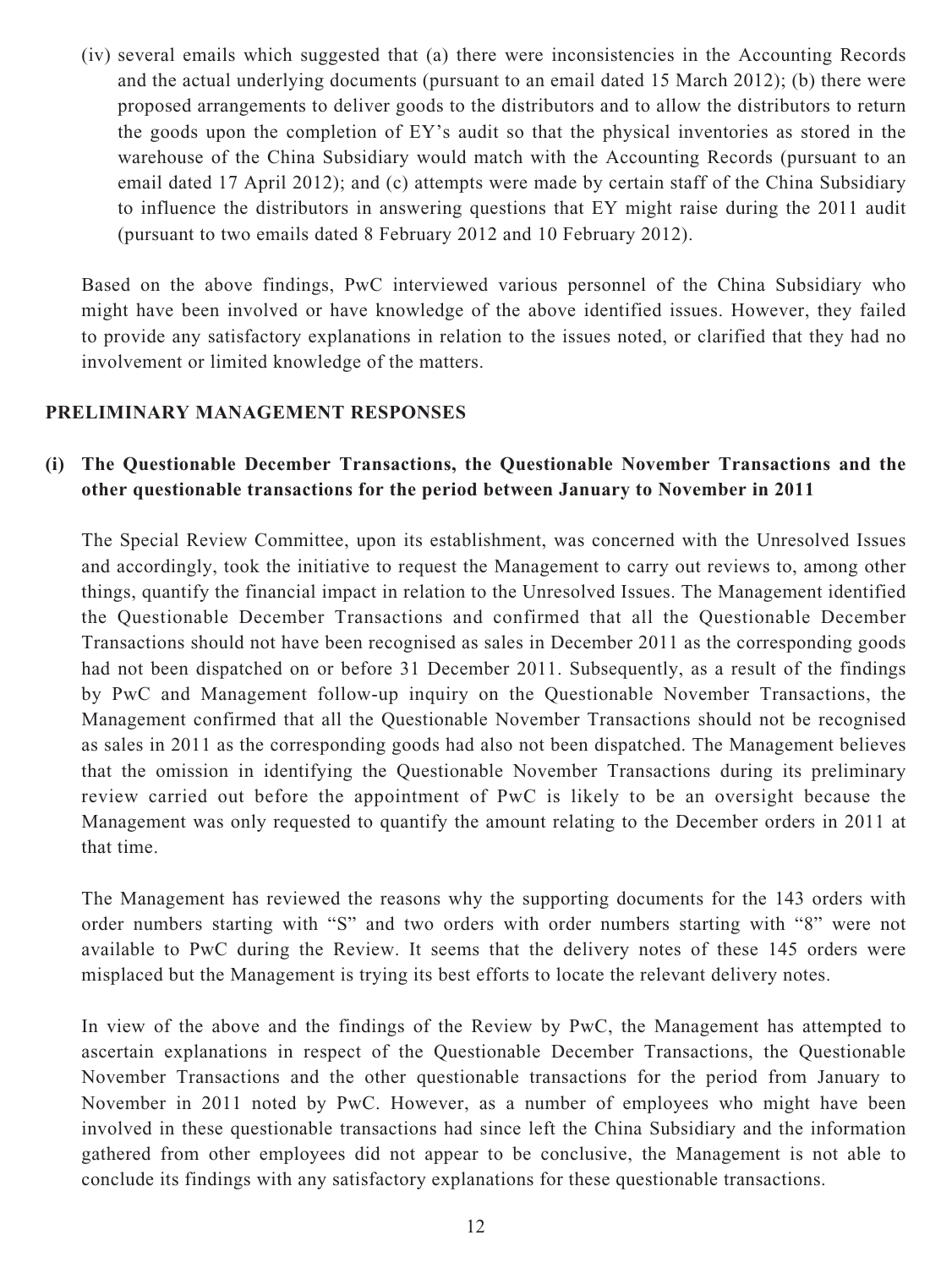(iv) several emails which suggested that (a) there were inconsistencies in the Accounting Records and the actual underlying documents (pursuant to an email dated 15 March 2012); (b) there were proposed arrangements to deliver goods to the distributors and to allow the distributors to return the goods upon the completion of EY's audit so that the physical inventories as stored in the warehouse of the China Subsidiary would match with the Accounting Records (pursuant to an email dated 17 April 2012); and (c) attempts were made by certain staff of the China Subsidiary to influence the distributors in answering questions that EY might raise during the 2011 audit (pursuant to two emails dated 8 February 2012 and 10 February 2012).

Based on the above findings, PwC interviewed various personnel of the China Subsidiary who might have been involved or have knowledge of the above identified issues. However, they failed to provide any satisfactory explanations in relation to the issues noted, or clarified that they had no involvement or limited knowledge of the matters.

## PRELIMINARY MANAGEMENT RESPONSES

### (i) The Questionable December Transactions, the Questionable November Transactions and the other questionable transactions for the period between January to November in 2011

The Special Review Committee, upon its establishment, was concerned with the Unresolved Issues and accordingly, took the initiative to request the Management to carry out reviews to, among other things, quantify the financial impact in relation to the Unresolved Issues. The Management identified the Questionable December Transactions and confirmed that all the Questionable December Transactions should not have been recognised as sales in December 2011 as the corresponding goods had not been dispatched on or before 31 December 2011. Subsequently, as a result of the findings by PwC and Management follow-up inquiry on the Questionable November Transactions, the Management confirmed that all the Questionable November Transactions should not be recognised as sales in 2011 as the corresponding goods had also not been dispatched. The Management believes that the omission in identifying the Questionable November Transactions during its preliminary review carried out before the appointment of PwC is likely to be an oversight because the Management was only requested to quantify the amount relating to the December orders in 2011 at that time.

The Management has reviewed the reasons why the supporting documents for the 143 orders with order numbers starting with "S" and two orders with order numbers starting with "8" were not available to PwC during the Review. It seems that the delivery notes of these 145 orders were misplaced but the Management is trying its best efforts to locate the relevant delivery notes.

In view of the above and the findings of the Review by PwC, the Management has attempted to ascertain explanations in respect of the Questionable December Transactions, the Questionable November Transactions and the other questionable transactions for the period from January to November in 2011 noted by PwC. However, as a number of employees who might have been involved in these questionable transactions had since left the China Subsidiary and the information gathered from other employees did not appear to be conclusive, the Management is not able to conclude its findings with any satisfactory explanations for these questionable transactions.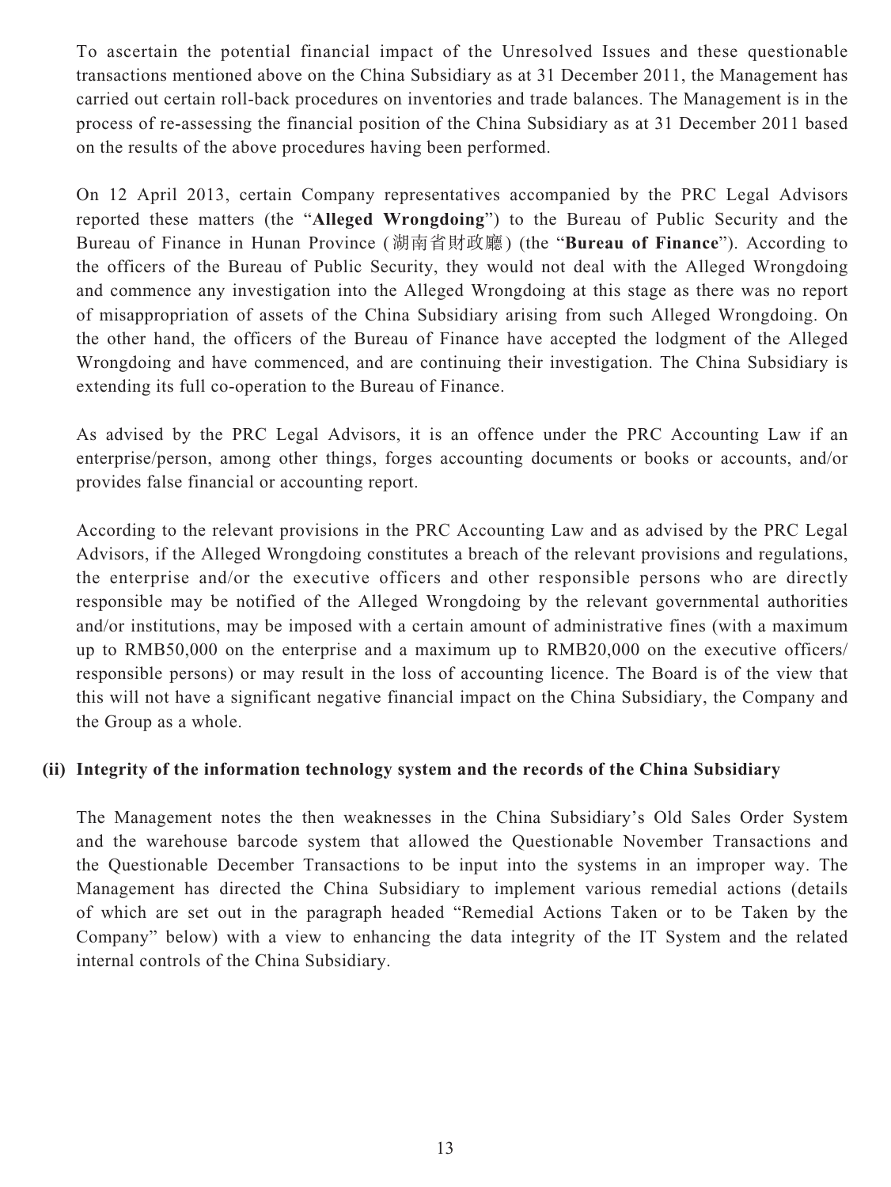To ascertain the potential financial impact of the Unresolved Issues and these questionable transactions mentioned above on the China Subsidiary as at 31 December 2011, the Management has carried out certain roll-back procedures on inventories and trade balances. The Management is in the process of re-assessing the financial position of the China Subsidiary as at 31 December 2011 based on the results of the above procedures having been performed.

On 12 April 2013, certain Company representatives accompanied by the PRC Legal Advisors reported these matters (the "**Alleged Wrongdoing**") to the Bureau of Public Security and the Bureau of Finance in Hunan Province (湖南省財政廳) (the "**Bureau of Finance**"). According to the officers of the Bureau of Public Security, they would not deal with the Alleged Wrongdoing and commence any investigation into the Alleged Wrongdoing at this stage as there was no report of misappropriation of assets of the China Subsidiary arising from such Alleged Wrongdoing. On the other hand, the officers of the Bureau of Finance have accepted the lodgment of the Alleged Wrongdoing and have commenced, and are continuing their investigation. The China Subsidiary is extending its full co-operation to the Bureau of Finance.

As advised by the PRC Legal Advisors, it is an offence under the PRC Accounting Law if an enterprise/person, among other things, forges accounting documents or books or accounts, and/or provides false financial or accounting report.

According to the relevant provisions in the PRC Accounting Law and as advised by the PRC Legal Advisors, if the Alleged Wrongdoing constitutes a breach of the relevant provisions and regulations, the enterprise and/or the executive officers and other responsible persons who are directly responsible may be notified of the Alleged Wrongdoing by the relevant governmental authorities and/or institutions, may be imposed with a certain amount of administrative fines (with a maximum up to RMB50,000 on the enterprise and a maximum up to RMB20,000 on the executive officers/responsible persons) or may result in the loss of accounting licence. The Board is of the view that this will not have a significant negative financial impact on the China Subsidiary, the Company and the Group as a whole.

**(ii) Integrity of the information technology system and the records of the China Subsidiary**

The Management notes the then weaknesses in the China Subsidiary's Old Sales Order System and the warehouse barcode system that allowed the Questionable November Transactions and the Questionable December Transactions to be input into the systems in an improper way. The Management has directed the China Subsidiary to implement various remedial actions (details of which are set out in the paragraph headed "Remedial Actions Taken or to be Taken by the Company" below) with a view to enhancing the data integrity of the IT System and the related internal controls of the China Subsidiary.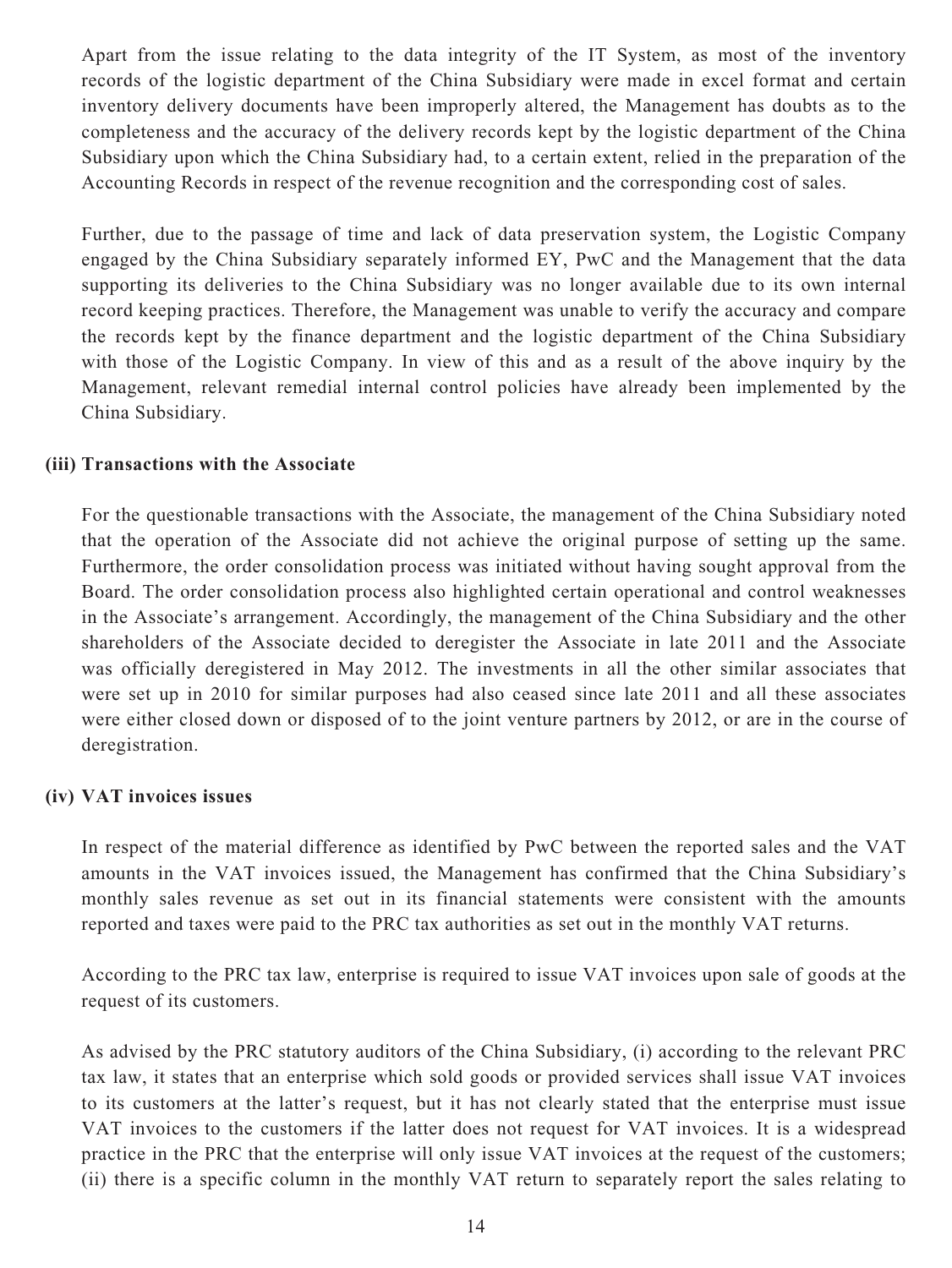Apart from the issue relating to the data integrity of the IT System, as most of the inventory records of the logistic department of the China Subsidiary were made in excel format and certain inventory delivery documents have been improperly altered, the Management has doubts as to the completeness and the accuracy of the delivery records kept by the logistic department of the China Subsidiary upon which the China Subsidiary had, to a certain extent, relied in the preparation of the Accounting Records in respect of the revenue recognition and the corresponding cost of sales.

Further, due to the passage of time and lack of data preservation system, the Logistic Company engaged by the China Subsidiary separately informed EY, PwC and the Management that the data supporting its deliveries to the China Subsidiary was no longer available due to its own internal record keeping practices. Therefore, the Management was unable to verify the accuracy and compare the records kept by the finance department and the logistic department of the China Subsidiary with those of the Logistic Company. In view of this and as a result of the above inquiry by the Management, relevant remedial internal control policies have already been implemented by the China Subsidiary.

**(iii) Transactions with the Associate**

For the questionable transactions with the Associate, the management of the China Subsidiary noted that the operation of the Associate did not achieve the original purpose of setting up the same. Furthermore, the order consolidation process was initiated without having sought approval from the Board. The order consolidation process also highlighted certain operational and control weaknesses in the Associate's arrangement. Accordingly, the management of the China Subsidiary and the other shareholders of the Associate decided to deregister the Associate in late 2011 and the Associate was officially deregistered in May 2012. The investments in all the other similar associates that were set up in 2010 for similar purposes had also ceased since late 2011 and all these associates were either closed down or disposed of to the joint venture partners by 2012, or are in the course of deregistration.

**(iv) VAT invoices issues**

In respect of the material difference as identified by PwC between the reported sales and the VAT amounts in the VAT invoices issued, the Management has confirmed that the China Subsidiary's monthly sales revenue as set out in its financial statements were consistent with the amounts reported and taxes were paid to the PRC tax authorities as set out in the monthly VAT returns.

According to the PRC tax law, enterprise is required to issue VAT invoices upon sale of goods at the request of its customers.

As advised by the PRC statutory auditors of the China Subsidiary, (i) according to the relevant PRC tax law, it states that an enterprise which sold goods or provided services shall issue VAT invoices to its customers at the latter's request, but it has not clearly stated that the enterprise must issue VAT invoices to the customers if the latter does not request for VAT invoices. It is a widespread practice in the PRC that the enterprise will only issue VAT invoices at the request of the customers; (ii) there is a specific column in the monthly VAT return to separately report the sales relating to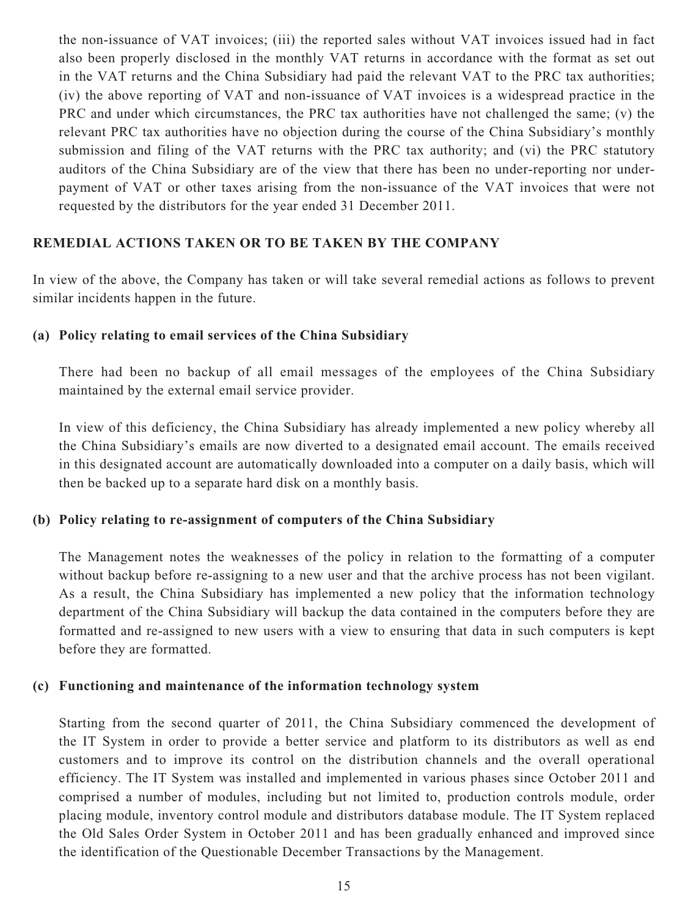the non-issuance of VAT invoices; (iii) the reported sales without VAT invoices issued had in fact also been properly disclosed in the monthly VAT returns in accordance with the format as set out in the VAT returns and the China Subsidiary had paid the relevant VAT to the PRC tax authorities; (iv) the above reporting of VAT and non-issuance of VAT invoices is a widespread practice in the PRC and under which circumstances, the PRC tax authorities have not challenged the same; (v) the relevant PRC tax authorities have no objection during the course of the China Subsidiary's monthly submission and filing of the VAT returns with the PRC tax authority; and (vi) the PRC statutory auditors of the China Subsidiary are of the view that there has been no under-reporting nor under-payment of VAT or other taxes arising from the non-issuance of the VAT invoices that were not requested by the distributors for the year ended 31 December 2011.

## REMEDIAL ACTIONS TAKEN OR TO BE TAKEN BY THE COMPANY

In view of the above, the Company has taken or will take several remedial actions as follows to prevent similar incidents happen in the future.

### (a) Policy relating to email services of the China Subsidiary

There had been no backup of all email messages of the employees of the China Subsidiary maintained by the external email service provider.

In view of this deficiency, the China Subsidiary has already implemented a new policy whereby all the China Subsidiary's emails are now diverted to a designated email account. The emails received in this designated account are automatically downloaded into a computer on a daily basis, which will then be backed up to a separate hard disk on a monthly basis.

### (b) Policy relating to re-assignment of computers of the China Subsidiary

The Management notes the weaknesses of the policy in relation to the formatting of a computer without backup before re-assigning to a new user and that the archive process has not been vigilant. As a result, the China Subsidiary has implemented a new policy that the information technology department of the China Subsidiary will backup the data contained in the computers before they are formatted and re-assigned to new users with a view to ensuring that data in such computers is kept before they are formatted.

### (c) Functioning and maintenance of the information technology system

Starting from the second quarter of 2011, the China Subsidiary commenced the development of the IT System in order to provide a better service and platform to its distributors as well as end customers and to improve its control on the distribution channels and the overall operational efficiency. The IT System was installed and implemented in various phases since October 2011 and comprised a number of modules, including but not limited to, production controls module, order placing module, inventory control module and distributors database module. The IT System replaced the Old Sales Order System in October 2011 and has been gradually enhanced and improved since the identification of the Questionable December Transactions by the Management.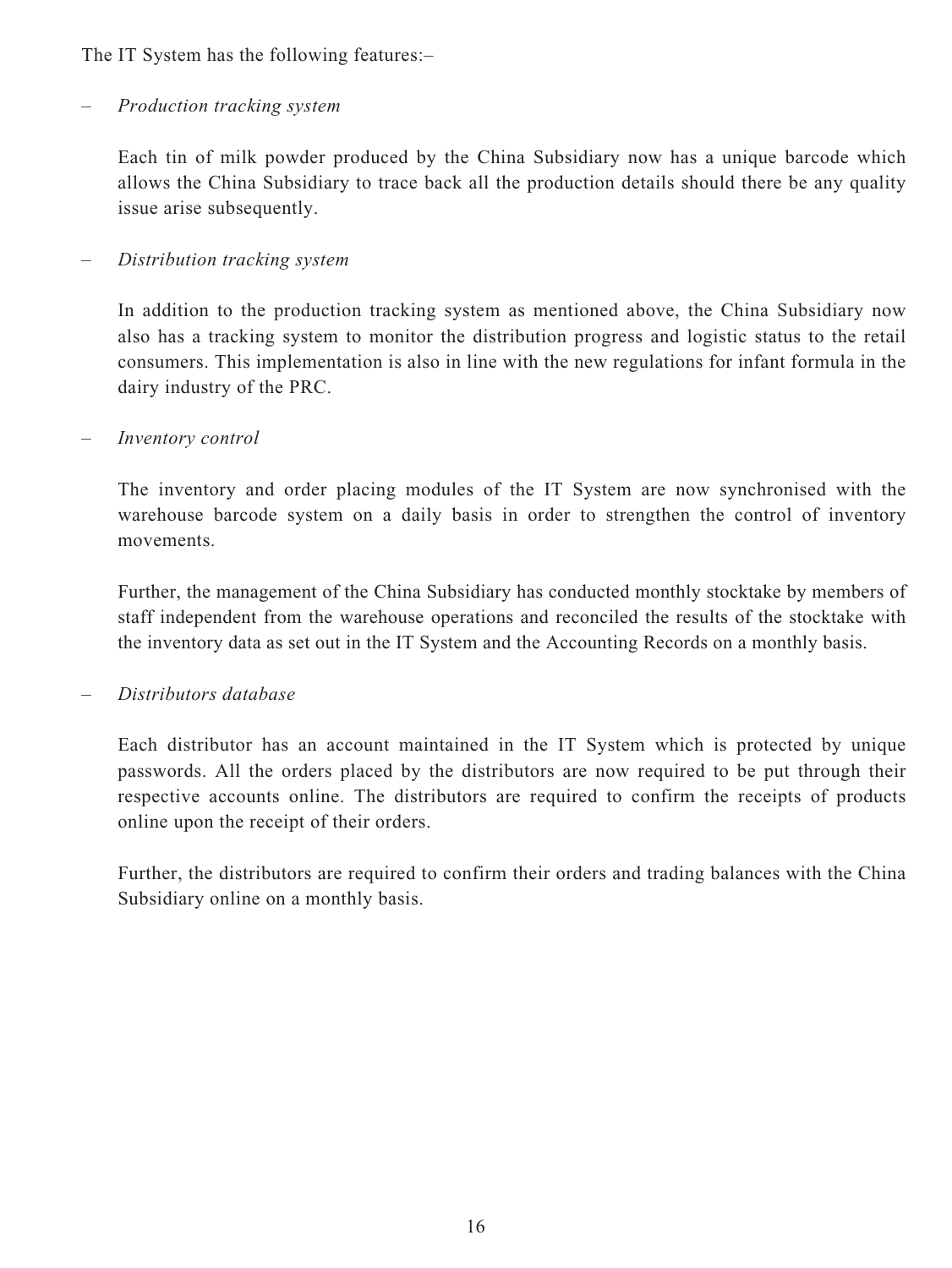The IT System has the following features:–

– *Production tracking system*

  Each tin of milk powder produced by the China Subsidiary now has a unique barcode which allows the China Subsidiary to trace back all the production details should there be any quality issue arise subsequently.

– *Distribution tracking system*

  In addition to the production tracking system as mentioned above, the China Subsidiary now also has a tracking system to monitor the distribution progress and logistic status to the retail consumers. This implementation is also in line with the new regulations for infant formula in the dairy industry of the PRC.

– *Inventory control*

  The inventory and order placing modules of the IT System are now synchronised with the warehouse barcode system on a daily basis in order to strengthen the control of inventory movements.

  Further, the management of the China Subsidiary has conducted monthly stocktake by members of staff independent from the warehouse operations and reconciled the results of the stocktake with the inventory data as set out in the IT System and the Accounting Records on a monthly basis.

– *Distributors database*

  Each distributor has an account maintained in the IT System which is protected by unique passwords. All the orders placed by the distributors are now required to be put through their respective accounts online. The distributors are required to confirm the receipts of products online upon the receipt of their orders.

  Further, the distributors are required to confirm their orders and trading balances with the China Subsidiary online on a monthly basis.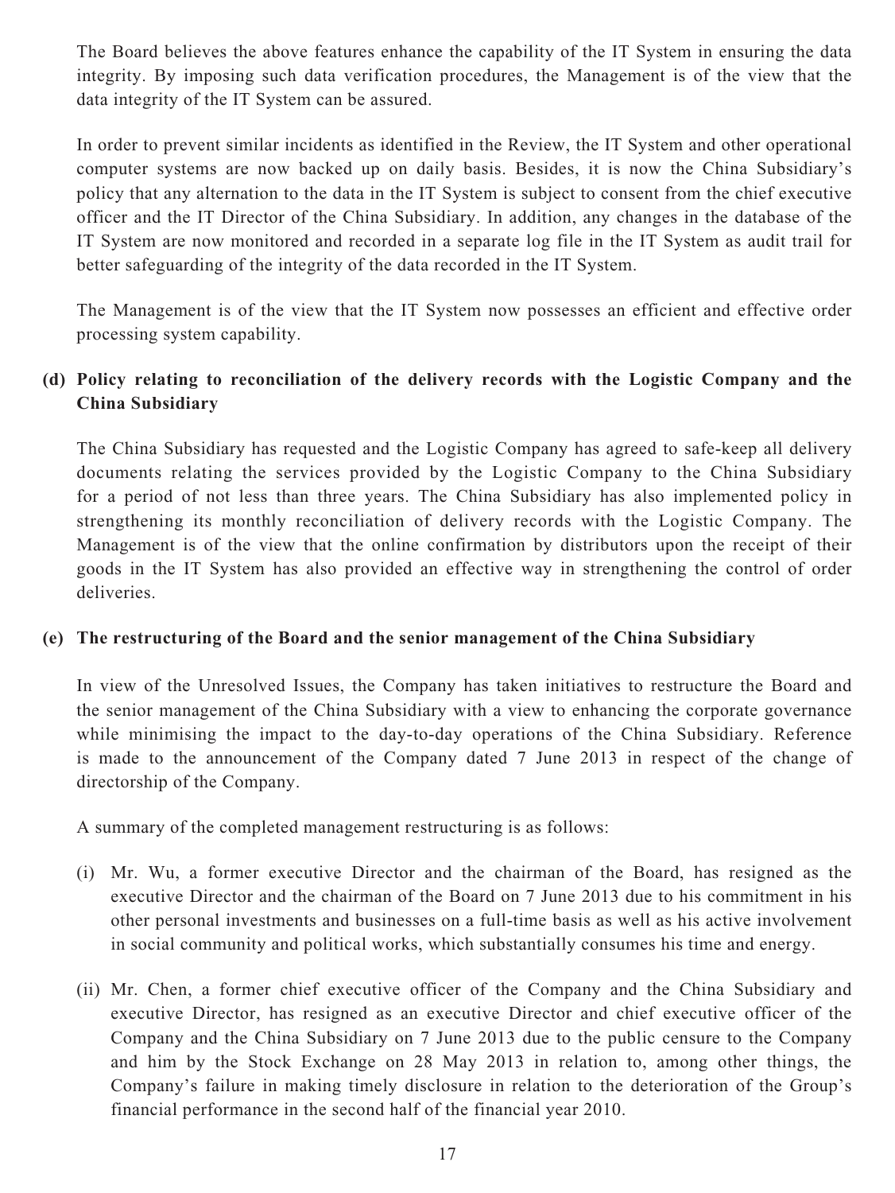The Board believes the above features enhance the capability of the IT System in ensuring the data integrity. By imposing such data verification procedures, the Management is of the view that the data integrity of the IT System can be assured.

In order to prevent similar incidents as identified in the Review, the IT System and other operational computer systems are now backed up on daily basis. Besides, it is now the China Subsidiary's policy that any alternation to the data in the IT System is subject to consent from the chief executive officer and the IT Director of the China Subsidiary. In addition, any changes in the database of the IT System are now monitored and recorded in a separate log file in the IT System as audit trail for better safeguarding of the integrity of the data recorded in the IT System.

The Management is of the view that the IT System now possesses an efficient and effective order processing system capability.

**(d) Policy relating to reconciliation of the delivery records with the Logistic Company and the China Subsidiary**

The China Subsidiary has requested and the Logistic Company has agreed to safe-keep all delivery documents relating the services provided by the Logistic Company to the China Subsidiary for a period of not less than three years. The China Subsidiary has also implemented policy in strengthening its monthly reconciliation of delivery records with the Logistic Company. The Management is of the view that the online confirmation by distributors upon the receipt of their goods in the IT System has also provided an effective way in strengthening the control of order deliveries.

**(e) The restructuring of the Board and the senior management of the China Subsidiary**

In view of the Unresolved Issues, the Company has taken initiatives to restructure the Board and the senior management of the China Subsidiary with a view to enhancing the corporate governance while minimising the impact to the day-to-day operations of the China Subsidiary. Reference is made to the announcement of the Company dated 7 June 2013 in respect of the change of directorship of the Company.

A summary of the completed management restructuring is as follows:

(i) Mr. Wu, a former executive Director and the chairman of the Board, has resigned as the executive Director and the chairman of the Board on 7 June 2013 due to his commitment in his other personal investments and businesses on a full-time basis as well as his active involvement in social community and political works, which substantially consumes his time and energy.

(ii) Mr. Chen, a former chief executive officer of the Company and the China Subsidiary and executive Director, has resigned as an executive Director and chief executive officer of the Company and the China Subsidiary on 7 June 2013 due to the public censure to the Company and him by the Stock Exchange on 28 May 2013 in relation to, among other things, the Company's failure in making timely disclosure in relation to the deterioration of the Group's financial performance in the second half of the financial year 2010.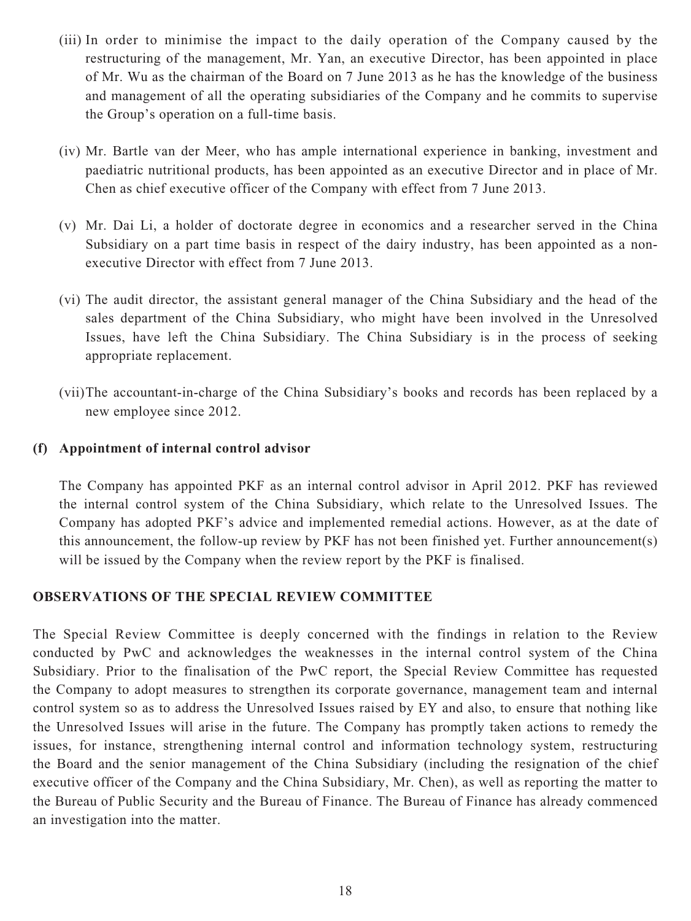(iii) In order to minimise the impact to the daily operation of the Company caused by the restructuring of the management, Mr. Yan, an executive Director, has been appointed in place of Mr. Wu as the chairman of the Board on 7 June 2013 as he has the knowledge of the business and management of all the operating subsidiaries of the Company and he commits to supervise the Group's operation on a full-time basis.

(iv) Mr. Bartle van der Meer, who has ample international experience in banking, investment and paediatric nutritional products, has been appointed as an executive Director and in place of Mr. Chen as chief executive officer of the Company with effect from 7 June 2013.

(v) Mr. Dai Li, a holder of doctorate degree in economics and a researcher served in the China Subsidiary on a part time basis in respect of the dairy industry, has been appointed as a non-executive Director with effect from 7 June 2013.

(vi) The audit director, the assistant general manager of the China Subsidiary and the head of the sales department of the China Subsidiary, who might have been involved in the Unresolved Issues, have left the China Subsidiary. The China Subsidiary is in the process of seeking appropriate replacement.

(vii) The accountant-in-charge of the China Subsidiary's books and records has been replaced by a new employee since 2012.

**(f) Appointment of internal control advisor**

The Company has appointed PKF as an internal control advisor in April 2012. PKF has reviewed the internal control system of the China Subsidiary, which relate to the Unresolved Issues. The Company has adopted PKF's advice and implemented remedial actions. However, as at the date of this announcement, the follow-up review by PKF has not been finished yet. Further announcement(s) will be issued by the Company when the review report by the PKF is finalised.

## OBSERVATIONS OF THE SPECIAL REVIEW COMMITTEE

The Special Review Committee is deeply concerned with the findings in relation to the Review conducted by PwC and acknowledges the weaknesses in the internal control system of the China Subsidiary. Prior to the finalisation of the PwC report, the Special Review Committee has requested the Company to adopt measures to strengthen its corporate governance, management team and internal control system so as to address the Unresolved Issues raised by EY and also, to ensure that nothing like the Unresolved Issues will arise in the future. The Company has promptly taken actions to remedy the issues, for instance, strengthening internal control and information technology system, restructuring the Board and the senior management of the China Subsidiary (including the resignation of the chief executive officer of the Company and the China Subsidiary, Mr. Chen), as well as reporting the matter to the Bureau of Public Security and the Bureau of Finance. The Bureau of Finance has already commenced an investigation into the matter.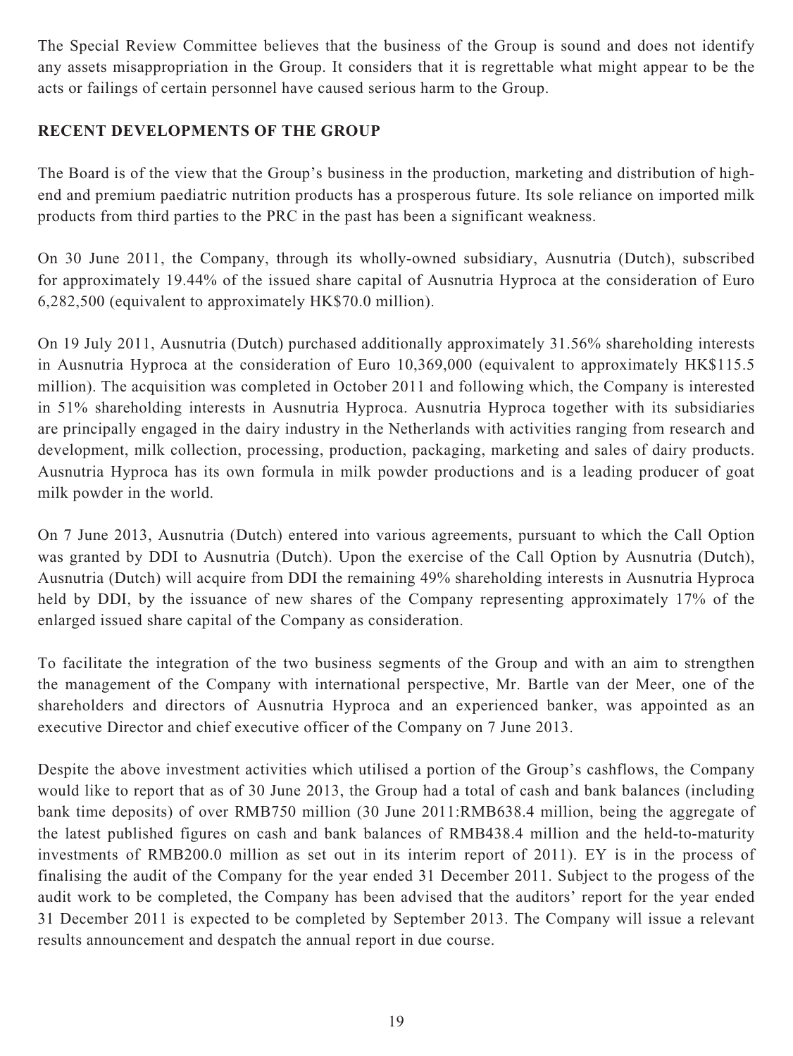The Special Review Committee believes that the business of the Group is sound and does not identify any assets misappropriation in the Group. It considers that it is regrettable what might appear to be the acts or failings of certain personnel have caused serious harm to the Group.

## RECENT DEVELOPMENTS OF THE GROUP

The Board is of the view that the Group's business in the production, marketing and distribution of high-end and premium paediatric nutrition products has a prosperous future. Its sole reliance on imported milk products from third parties to the PRC in the past has been a significant weakness.

On 30 June 2011, the Company, through its wholly-owned subsidiary, Ausnutria (Dutch), subscribed for approximately 19.44% of the issued share capital of Ausnutria Hyproca at the consideration of Euro 6,282,500 (equivalent to approximately HK$70.0 million).

On 19 July 2011, Ausnutria (Dutch) purchased additionally approximately 31.56% shareholding interests in Ausnutria Hyproca at the consideration of Euro 10,369,000 (equivalent to approximately HK$115.5 million). The acquisition was completed in October 2011 and following which, the Company is interested in 51% shareholding interests in Ausnutria Hyproca. Ausnutria Hyproca together with its subsidiaries are principally engaged in the dairy industry in the Netherlands with activities ranging from research and development, milk collection, processing, production, packaging, marketing and sales of dairy products. Ausnutria Hyproca has its own formula in milk powder productions and is a leading producer of goat milk powder in the world.

On 7 June 2013, Ausnutria (Dutch) entered into various agreements, pursuant to which the Call Option was granted by DDI to Ausnutria (Dutch). Upon the exercise of the Call Option by Ausnutria (Dutch), Ausnutria (Dutch) will acquire from DDI the remaining 49% shareholding interests in Ausnutria Hyproca held by DDI, by the issuance of new shares of the Company representing approximately 17% of the enlarged issued share capital of the Company as consideration.

To facilitate the integration of the two business segments of the Group and with an aim to strengthen the management of the Company with international perspective, Mr. Bartle van der Meer, one of the shareholders and directors of Ausnutria Hyproca and an experienced banker, was appointed as an executive Director and chief executive officer of the Company on 7 June 2013.

Despite the above investment activities which utilised a portion of the Group's cashflows, the Company would like to report that as of 30 June 2013, the Group had a total of cash and bank balances (including bank time deposits) of over RMB750 million (30 June 2011:RMB638.4 million, being the aggregate of the latest published figures on cash and bank balances of RMB438.4 million and the held-to-maturity investments of RMB200.0 million as set out in its interim report of 2011). EY is in the process of finalising the audit of the Company for the year ended 31 December 2011. Subject to the progess of the audit work to be completed, the Company has been advised that the auditors' report for the year ended 31 December 2011 is expected to be completed by September 2013. The Company will issue a relevant results announcement and despatch the annual report in due course.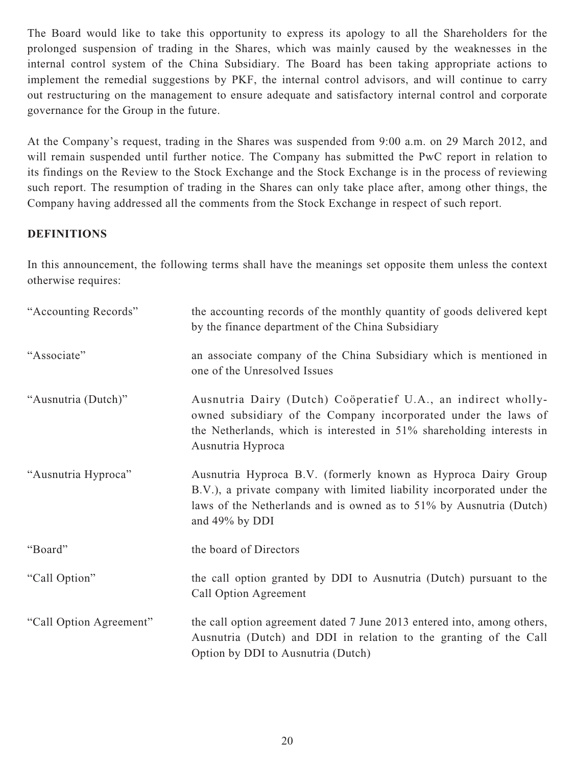The Board would like to take this opportunity to express its apology to all the Shareholders for the prolonged suspension of trading in the Shares, which was mainly caused by the weaknesses in the internal control system of the China Subsidiary. The Board has been taking appropriate actions to implement the remedial suggestions by PKF, the internal control advisors, and will continue to carry out restructuring on the management to ensure adequate and satisfactory internal control and corporate governance for the Group in the future.

At the Company's request, trading in the Shares was suspended from 9:00 a.m. on 29 March 2012, and will remain suspended until further notice. The Company has submitted the PwC report in relation to its findings on the Review to the Stock Exchange and the Stock Exchange is in the process of reviewing such report. The resumption of trading in the Shares can only take place after, among other things, the Company having addressed all the comments from the Stock Exchange in respect of such report.

**DEFINITIONS**

In this announcement, the following terms shall have the meanings set opposite them unless the context otherwise requires:

| | |
|---|---|
| "Accounting Records" | the accounting records of the monthly quantity of goods delivered kept by the finance department of the China Subsidiary |
| "Associate" | an associate company of the China Subsidiary which is mentioned in one of the Unresolved Issues |
| "Ausnutria (Dutch)" | Ausnutria Dairy (Dutch) Coöperatief U.A., an indirect wholly-owned subsidiary of the Company incorporated under the laws of the Netherlands, which is interested in 51% shareholding interests in Ausnutria Hyproca |
| "Ausnutria Hyproca" | Ausnutria Hyproca B.V. (formerly known as Hyproca Dairy Group B.V.), a private company with limited liability incorporated under the laws of the Netherlands and is owned as to 51% by Ausnutria (Dutch) and 49% by DDI |
| "Board" | the board of Directors |
| "Call Option" | the call option granted by DDI to Ausnutria (Dutch) pursuant to the Call Option Agreement |
| "Call Option Agreement" | the call option agreement dated 7 June 2013 entered into, among others, Ausnutria (Dutch) and DDI in relation to the granting of the Call Option by DDI to Ausnutria (Dutch) |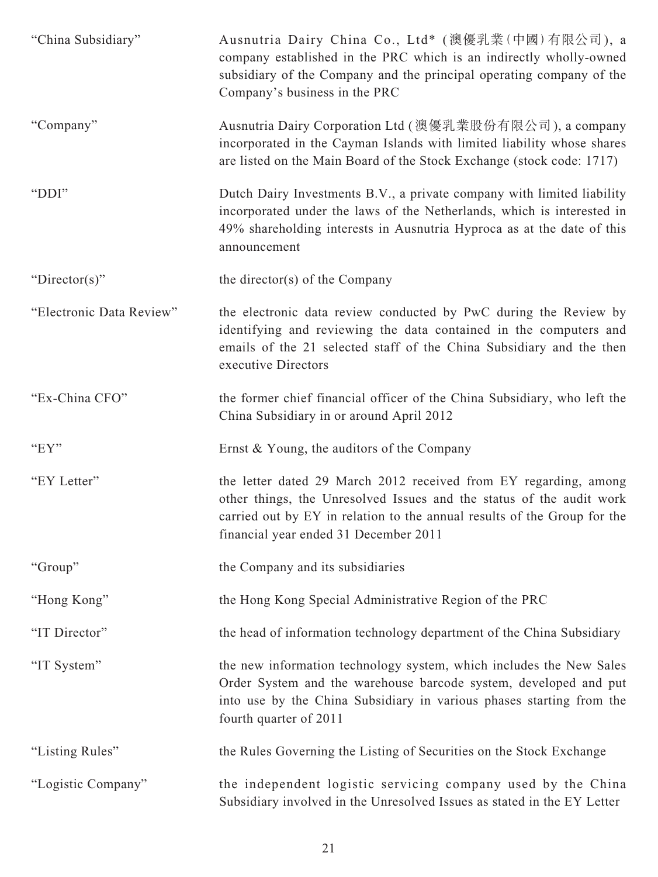| | |
|---|---|
| "China Subsidiary" | Ausnutria Dairy China Co., Ltd* (澳優乳業(中國)有限公司), a company established in the PRC which is an indirectly wholly-owned subsidiary of the Company and the principal operating company of the Company's business in the PRC |
| "Company" | Ausnutria Dairy Corporation Ltd (澳優乳業股份有限公司), a company incorporated in the Cayman Islands with limited liability whose shares are listed on the Main Board of the Stock Exchange (stock code: 1717) |
| "DDI" | Dutch Dairy Investments B.V., a private company with limited liability incorporated under the laws of the Netherlands, which is interested in 49% shareholding interests in Ausnutria Hyproca as at the date of this announcement |
| "Director(s)" | the director(s) of the Company |
| "Electronic Data Review" | the electronic data review conducted by PwC during the Review by identifying and reviewing the data contained in the computers and emails of the 21 selected staff of the China Subsidiary and the then executive Directors |
| "Ex-China CFO" | the former chief financial officer of the China Subsidiary, who left the China Subsidiary in or around April 2012 |
| "EY" | Ernst & Young, the auditors of the Company |
| "EY Letter" | the letter dated 29 March 2012 received from EY regarding, among other things, the Unresolved Issues and the status of the audit work carried out by EY in relation to the annual results of the Group for the financial year ended 31 December 2011 |
| "Group" | the Company and its subsidiaries |
| "Hong Kong" | the Hong Kong Special Administrative Region of the PRC |
| "IT Director" | the head of information technology department of the China Subsidiary |
| "IT System" | the new information technology system, which includes the New Sales Order System and the warehouse barcode system, developed and put into use by the China Subsidiary in various phases starting from the fourth quarter of 2011 |
| "Listing Rules" | the Rules Governing the Listing of Securities on the Stock Exchange |
| "Logistic Company" | the independent logistic servicing company used by the China Subsidiary involved in the Unresolved Issues as stated in the EY Letter |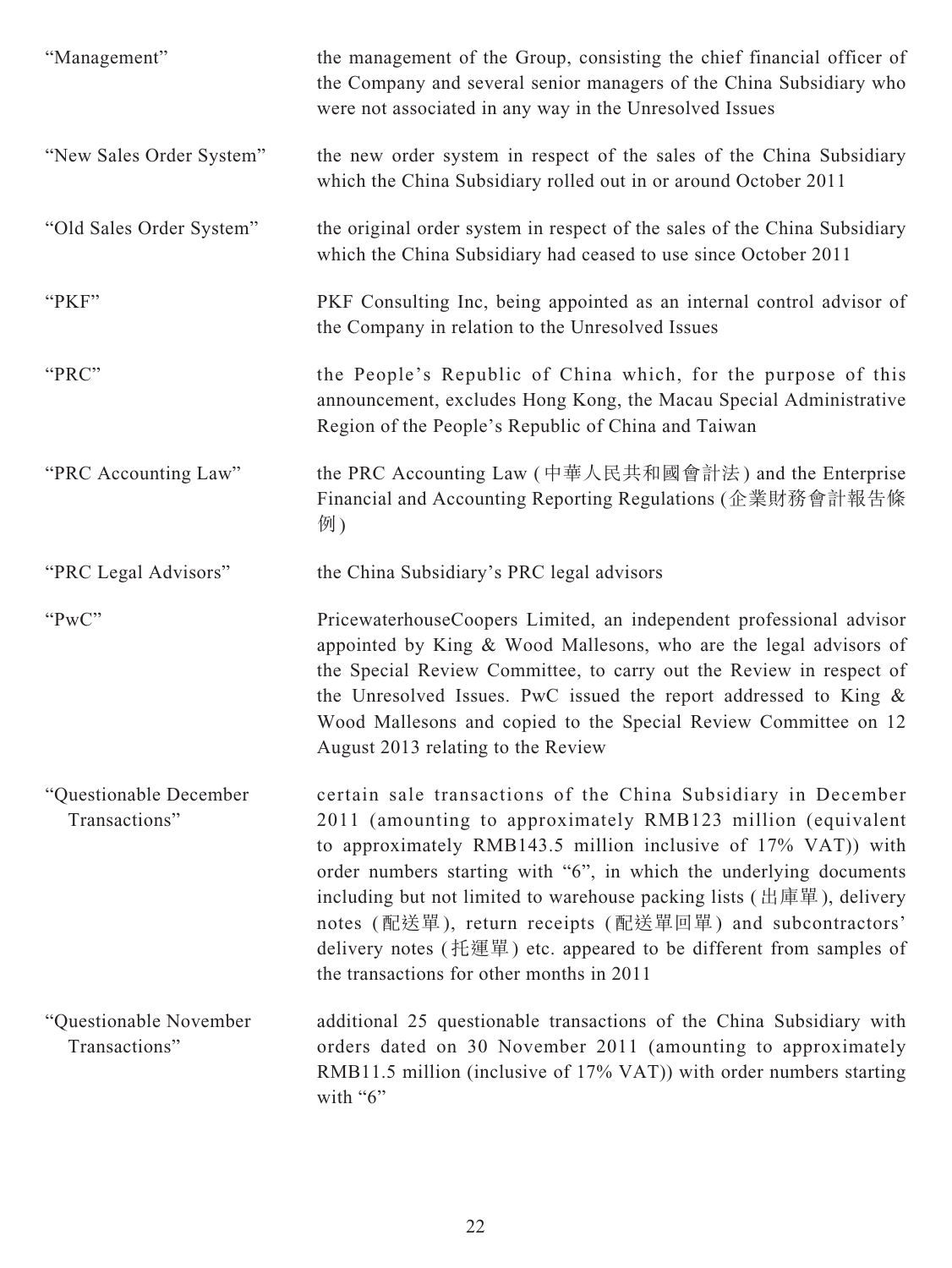| | |
|---|---|
| "Management" | the management of the Group, consisting the chief financial officer of the Company and several senior managers of the China Subsidiary who were not associated in any way in the Unresolved Issues |
| "New Sales Order System" | the new order system in respect of the sales of the China Subsidiary which the China Subsidiary rolled out in or around October 2011 |
| "Old Sales Order System" | the original order system in respect of the sales of the China Subsidiary which the China Subsidiary had ceased to use since October 2011 |
| "PKF" | PKF Consulting Inc, being appointed as an internal control advisor of the Company in relation to the Unresolved Issues |
| "PRC" | the People's Republic of China which, for the purpose of this announcement, excludes Hong Kong, the Macau Special Administrative Region of the People's Republic of China and Taiwan |
| "PRC Accounting Law" | the PRC Accounting Law (中華人民共和國會計法) and the Enterprise Financial and Accounting Reporting Regulations (企業財務會計報告條例) |
| "PRC Legal Advisors" | the China Subsidiary's PRC legal advisors |
| "PwC" | PricewaterhouseCoopers Limited, an independent professional advisor appointed by King & Wood Mallesons, who are the legal advisors of the Special Review Committee, to carry out the Review in respect of the Unresolved Issues. PwC issued the report addressed to King & Wood Mallesons and copied to the Special Review Committee on 12 August 2013 relating to the Review |
| "Questionable December Transactions" | certain sale transactions of the China Subsidiary in December 2011 (amounting to approximately RMB123 million (equivalent to approximately RMB143.5 million inclusive of 17% VAT)) with order numbers starting with "6", in which the underlying documents including but not limited to warehouse packing lists (出庫單), delivery notes (配送單), return receipts (配送單回單) and subcontractors' delivery notes (托運單) etc. appeared to be different from samples of the transactions for other months in 2011 |
| "Questionable November Transactions" | additional 25 questionable transactions of the China Subsidiary with orders dated on 30 November 2011 (amounting to approximately RMB11.5 million (inclusive of 17% VAT)) with order numbers starting with "6" |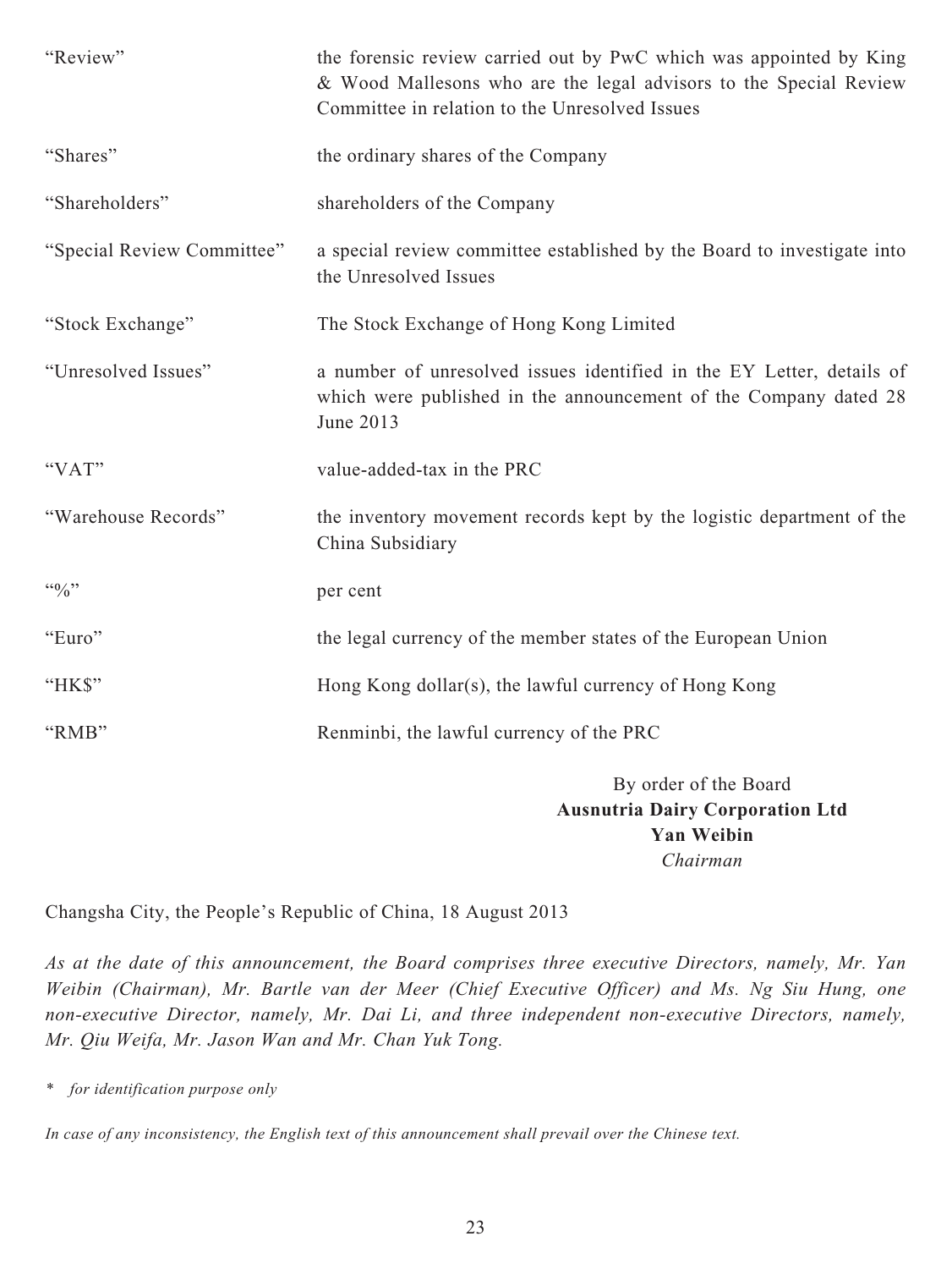| | |
|---|---|
| "Review" | the forensic review carried out by PwC which was appointed by King & Wood Mallesons who are the legal advisors to the Special Review Committee in relation to the Unresolved Issues |
| "Shares" | the ordinary shares of the Company |
| "Shareholders" | shareholders of the Company |
| "Special Review Committee" | a special review committee established by the Board to investigate into the Unresolved Issues |
| "Stock Exchange" | The Stock Exchange of Hong Kong Limited |
| "Unresolved Issues" | a number of unresolved issues identified in the EY Letter, details of which were published in the announcement of the Company dated 28 June 2013 |
| "VAT" | value-added-tax in the PRC |
| "Warehouse Records" | the inventory movement records kept by the logistic department of the China Subsidiary |
| "%" | per cent |
| "Euro" | the legal currency of the member states of the European Union |
| "HK$" | Hong Kong dollar(s), the lawful currency of Hong Kong |
| "RMB" | Renminbi, the lawful currency of the PRC |

By order of the Board
**Ausnutria Dairy Corporation Ltd**
**Yan Weibin**
*Chairman*

Changsha City, the People's Republic of China, 18 August 2013

*As at the date of this announcement, the Board comprises three executive Directors, namely, Mr. Yan Weibin (Chairman), Mr. Bartle van der Meer (Chief Executive Officer) and Ms. Ng Siu Hung, one non-executive Director, namely, Mr. Dai Li, and three independent non-executive Directors, namely, Mr. Qiu Weifa, Mr. Jason Wan and Mr. Chan Yuk Tong.*

\* *for identification purpose only*

*In case of any inconsistency, the English text of this announcement shall prevail over the Chinese text.*